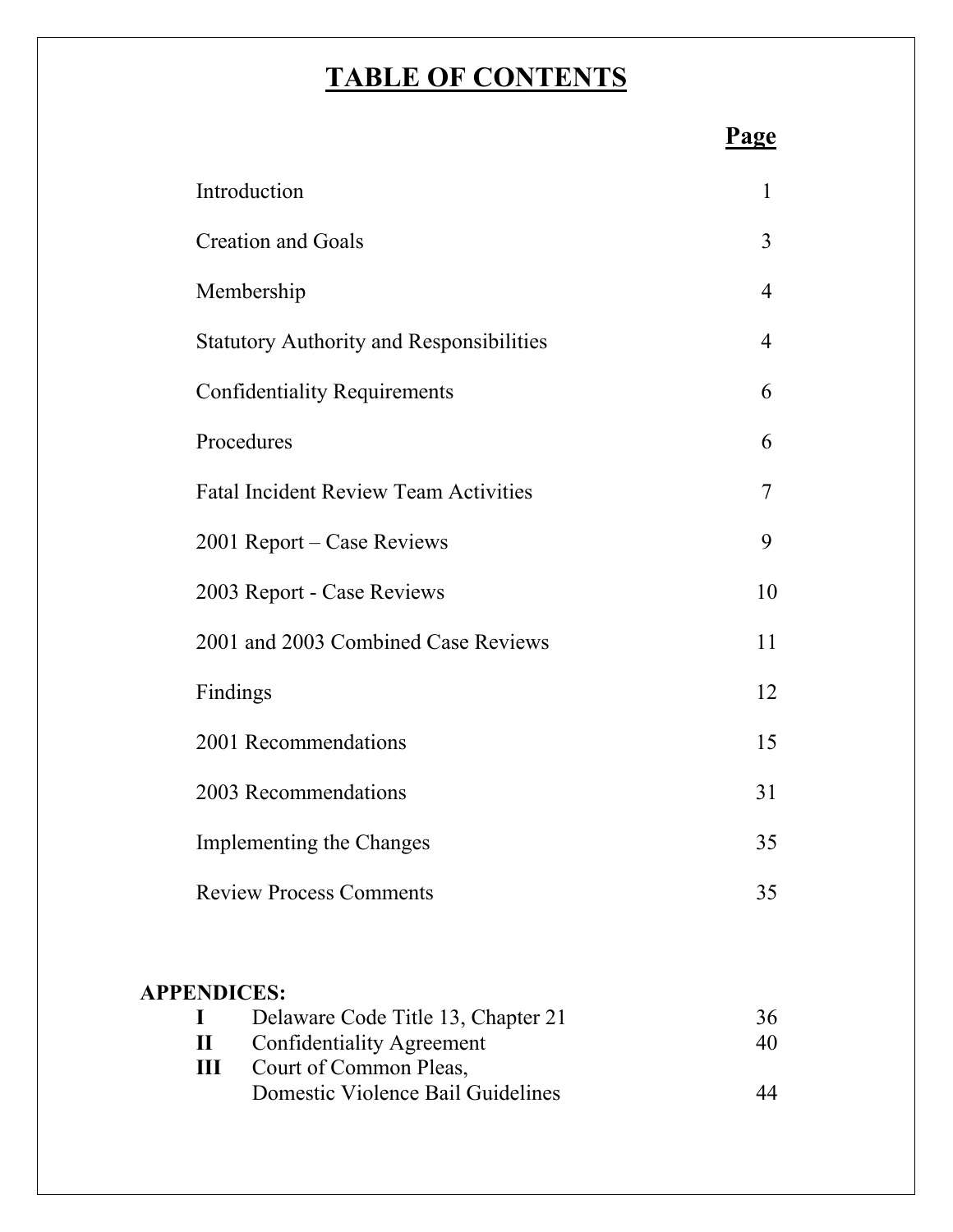# TABLE OF CONTENTS

| | Page |
|---|---|
| Introduction | 1 |
| Creation and Goals | 3 |
| Membership | 4 |
| Statutory Authority and Responsibilities | 4 |
| Confidentiality Requirements | 6 |
| Procedures | 6 |
| Fatal Incident Review Team Activities | 7 |
| 2001 Report – Case Reviews | 9 |
| 2003 Report - Case Reviews | 10 |
| 2001 and 2003 Combined Case Reviews | 11 |
| Findings | 12 |
| 2001 Recommendations | 15 |
| 2003 Recommendations | 31 |
| Implementing the Changes | 35 |
| Review Process Comments | 35 |

**APPENDICES:**

| | | |
|---|---|---|
| **I** | Delaware Code Title 13, Chapter 21 | 36 |
| **II** | Confidentiality Agreement | 40 |
| **III** | Court of Common Pleas, Domestic Violence Bail Guidelines | 44 |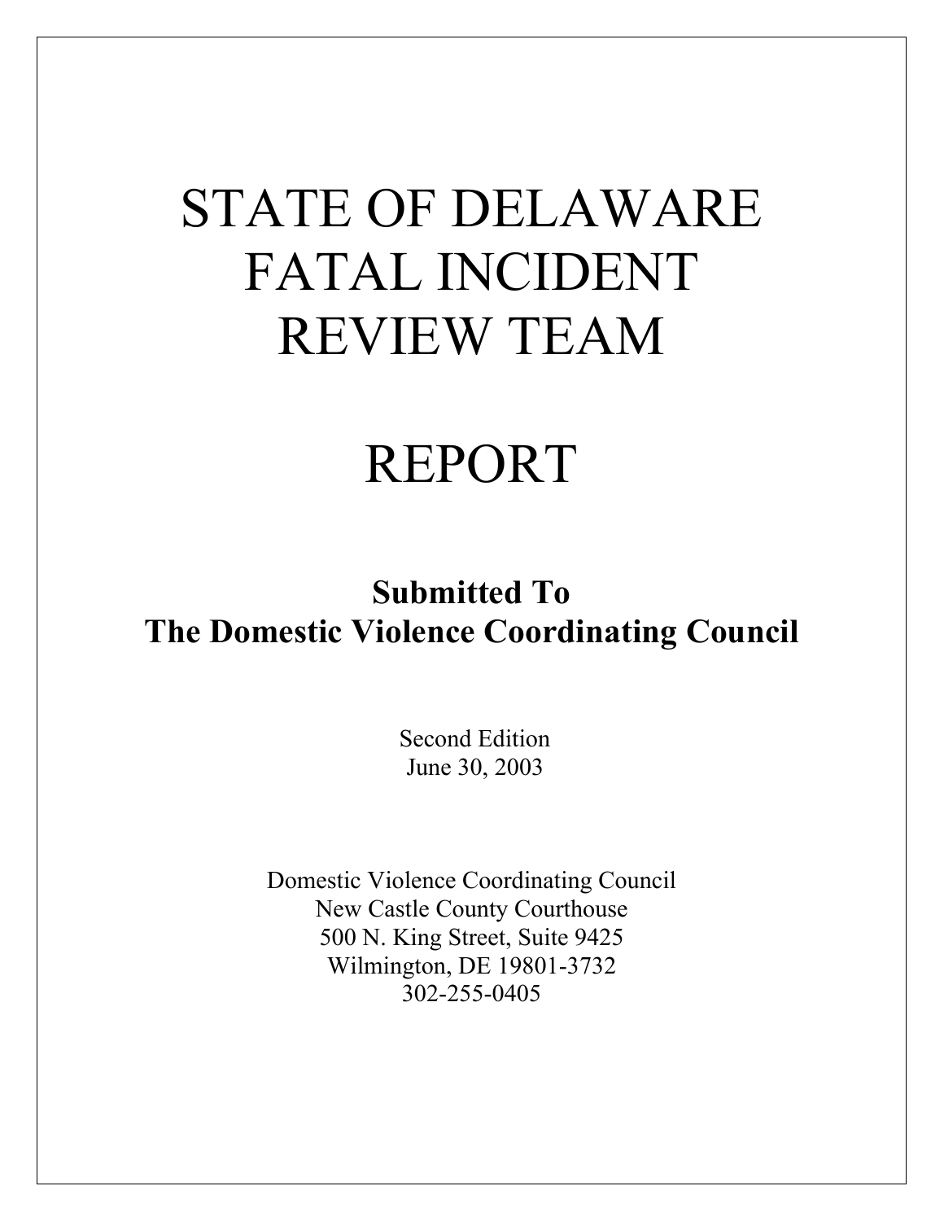# STATE OF DELAWARE FATAL INCIDENT REVIEW TEAM

# REPORT

**Submitted To**
**The Domestic Violence Coordinating Council**

Second Edition
June 30, 2003

Domestic Violence Coordinating Council
New Castle County Courthouse
500 N. King Street, Suite 9425
Wilmington, DE 19801-3732
302-255-0405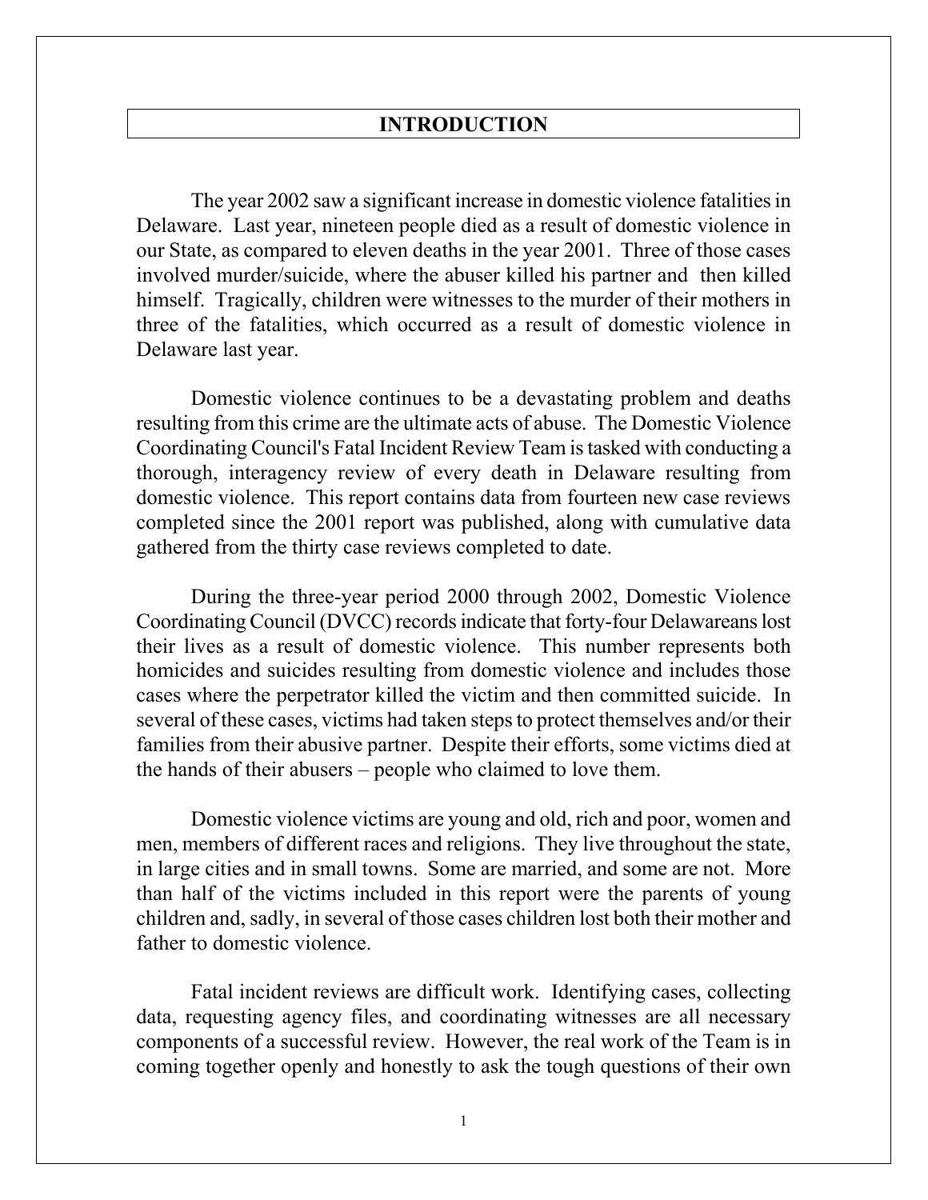# INTRODUCTION

The year 2002 saw a significant increase in domestic violence fatalities in Delaware. Last year, nineteen people died as a result of domestic violence in our State, as compared to eleven deaths in the year 2001. Three of those cases involved murder/suicide, where the abuser killed his partner and then killed himself. Tragically, children were witnesses to the murder of their mothers in three of the fatalities, which occurred as a result of domestic violence in Delaware last year.

Domestic violence continues to be a devastating problem and deaths resulting from this crime are the ultimate acts of abuse. The Domestic Violence Coordinating Council's Fatal Incident Review Team is tasked with conducting a thorough, interagency review of every death in Delaware resulting from domestic violence. This report contains data from fourteen new case reviews completed since the 2001 report was published, along with cumulative data gathered from the thirty case reviews completed to date.

During the three-year period 2000 through 2002, Domestic Violence Coordinating Council (DVCC) records indicate that forty-four Delawareans lost their lives as a result of domestic violence. This number represents both homicides and suicides resulting from domestic violence and includes those cases where the perpetrator killed the victim and then committed suicide. In several of these cases, victims had taken steps to protect themselves and/or their families from their abusive partner. Despite their efforts, some victims died at the hands of their abusers – people who claimed to love them.

Domestic violence victims are young and old, rich and poor, women and men, members of different races and religions. They live throughout the state, in large cities and in small towns. Some are married, and some are not. More than half of the victims included in this report were the parents of young children and, sadly, in several of those cases children lost both their mother and father to domestic violence.

Fatal incident reviews are difficult work. Identifying cases, collecting data, requesting agency files, and coordinating witnesses are all necessary components of a successful review. However, the real work of the Team is in coming together openly and honestly to ask the tough questions of their own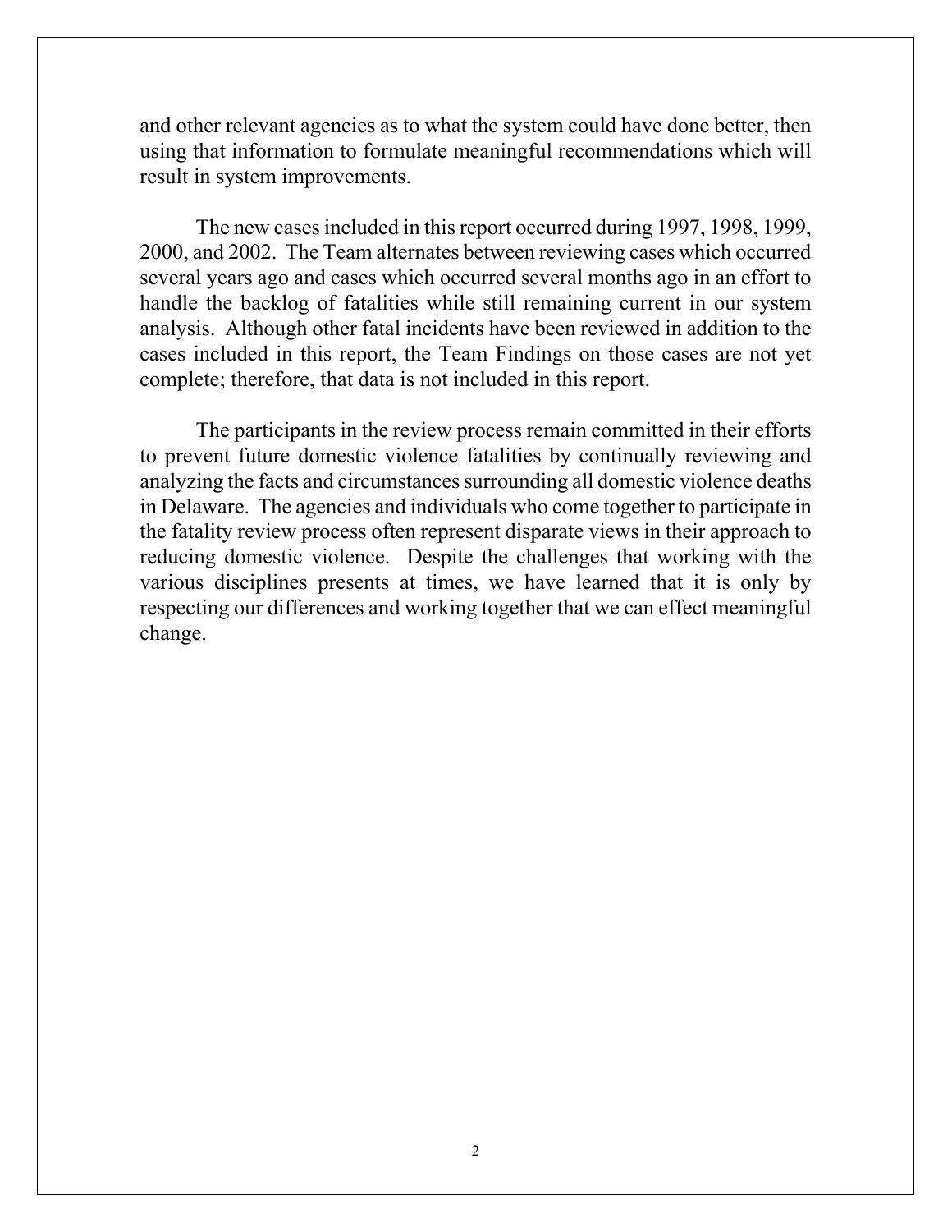and other relevant agencies as to what the system could have done better, then using that information to formulate meaningful recommendations which will result in system improvements.

The new cases included in this report occurred during 1997, 1998, 1999, 2000, and 2002. The Team alternates between reviewing cases which occurred several years ago and cases which occurred several months ago in an effort to handle the backlog of fatalities while still remaining current in our system analysis. Although other fatal incidents have been reviewed in addition to the cases included in this report, the Team Findings on those cases are not yet complete; therefore, that data is not included in this report.

The participants in the review process remain committed in their efforts to prevent future domestic violence fatalities by continually reviewing and analyzing the facts and circumstances surrounding all domestic violence deaths in Delaware. The agencies and individuals who come together to participate in the fatality review process often represent disparate views in their approach to reducing domestic violence. Despite the challenges that working with the various disciplines presents at times, we have learned that it is only by respecting our differences and working together that we can effect meaningful change.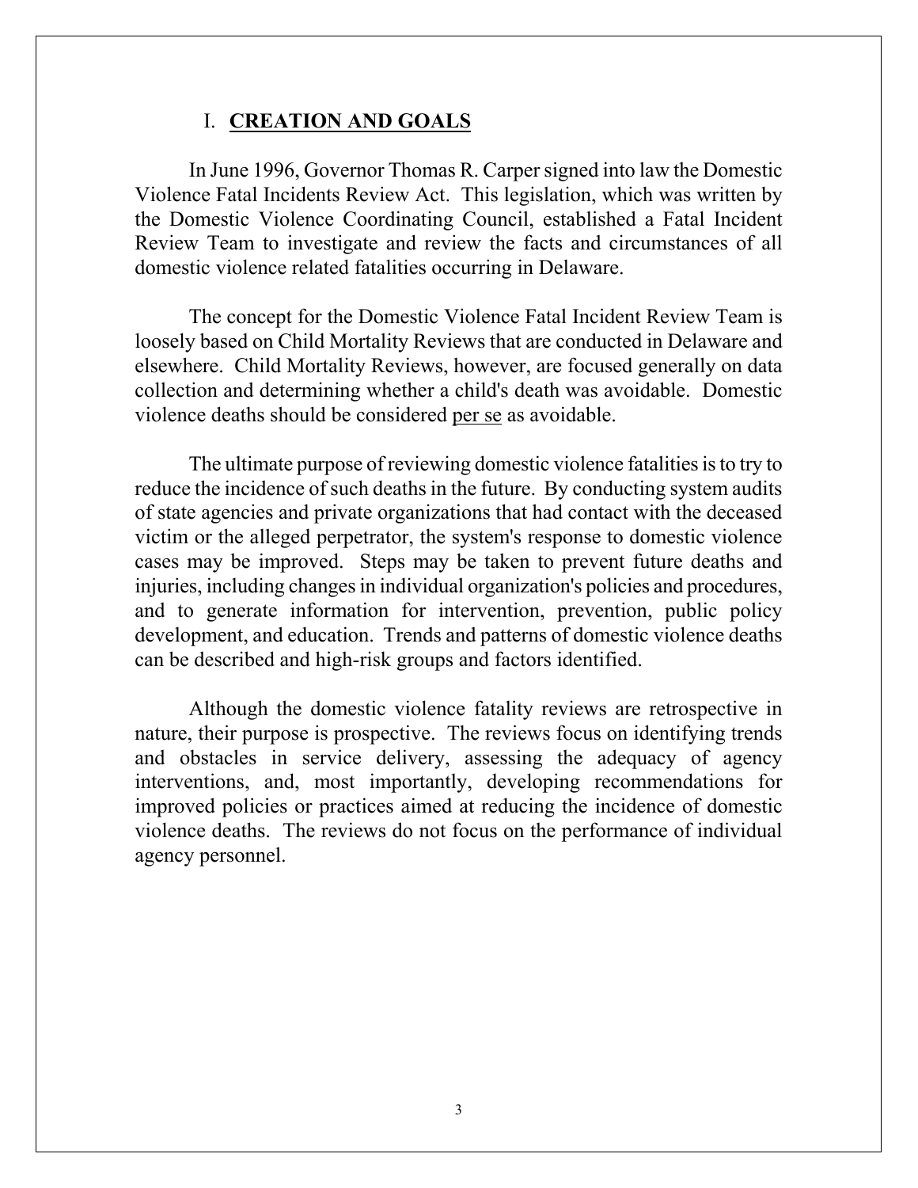## I. **CREATION AND GOALS**

In June 1996, Governor Thomas R. Carper signed into law the Domestic Violence Fatal Incidents Review Act. This legislation, which was written by the Domestic Violence Coordinating Council, established a Fatal Incident Review Team to investigate and review the facts and circumstances of all domestic violence related fatalities occurring in Delaware.

The concept for the Domestic Violence Fatal Incident Review Team is loosely based on Child Mortality Reviews that are conducted in Delaware and elsewhere. Child Mortality Reviews, however, are focused generally on data collection and determining whether a child's death was avoidable. Domestic violence deaths should be considered per se as avoidable.

The ultimate purpose of reviewing domestic violence fatalities is to try to reduce the incidence of such deaths in the future. By conducting system audits of state agencies and private organizations that had contact with the deceased victim or the alleged perpetrator, the system's response to domestic violence cases may be improved. Steps may be taken to prevent future deaths and injuries, including changes in individual organization's policies and procedures, and to generate information for intervention, prevention, public policy development, and education. Trends and patterns of domestic violence deaths can be described and high-risk groups and factors identified.

Although the domestic violence fatality reviews are retrospective in nature, their purpose is prospective. The reviews focus on identifying trends and obstacles in service delivery, assessing the adequacy of agency interventions, and, most importantly, developing recommendations for improved policies or practices aimed at reducing the incidence of domestic violence deaths. The reviews do not focus on the performance of individual agency personnel.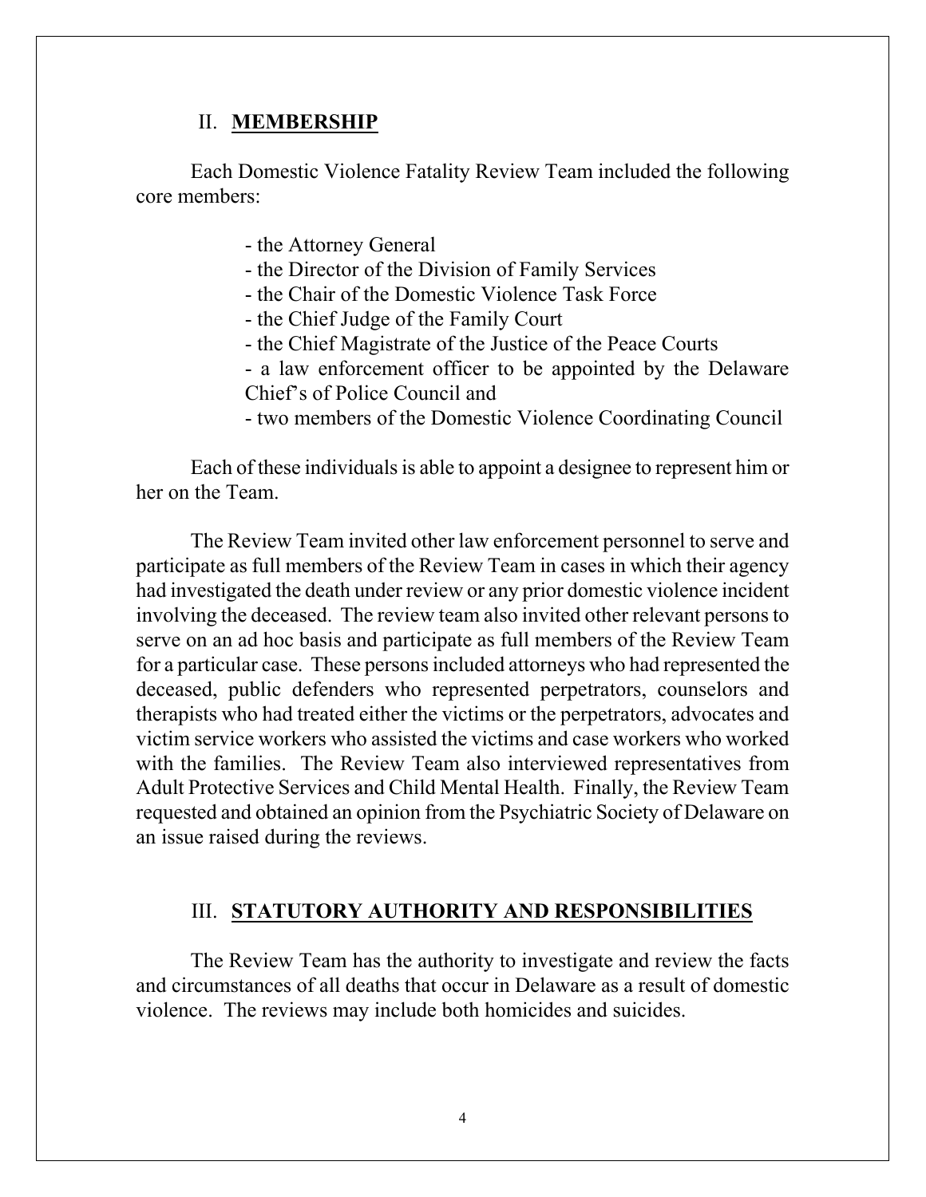## II. **MEMBERSHIP**

Each Domestic Violence Fatality Review Team included the following core members:

- the Attorney General
- the Director of the Division of Family Services
- the Chair of the Domestic Violence Task Force
- the Chief Judge of the Family Court
- the Chief Magistrate of the Justice of the Peace Courts
- a law enforcement officer to be appointed by the Delaware Chief's of Police Council and
- two members of the Domestic Violence Coordinating Council

Each of these individuals is able to appoint a designee to represent him or her on the Team.

The Review Team invited other law enforcement personnel to serve and participate as full members of the Review Team in cases in which their agency had investigated the death under review or any prior domestic violence incident involving the deceased. The review team also invited other relevant persons to serve on an ad hoc basis and participate as full members of the Review Team for a particular case. These persons included attorneys who had represented the deceased, public defenders who represented perpetrators, counselors and therapists who had treated either the victims or the perpetrators, advocates and victim service workers who assisted the victims and case workers who worked with the families. The Review Team also interviewed representatives from Adult Protective Services and Child Mental Health. Finally, the Review Team requested and obtained an opinion from the Psychiatric Society of Delaware on an issue raised during the reviews.

## III. **STATUTORY AUTHORITY AND RESPONSIBILITIES**

The Review Team has the authority to investigate and review the facts and circumstances of all deaths that occur in Delaware as a result of domestic violence. The reviews may include both homicides and suicides.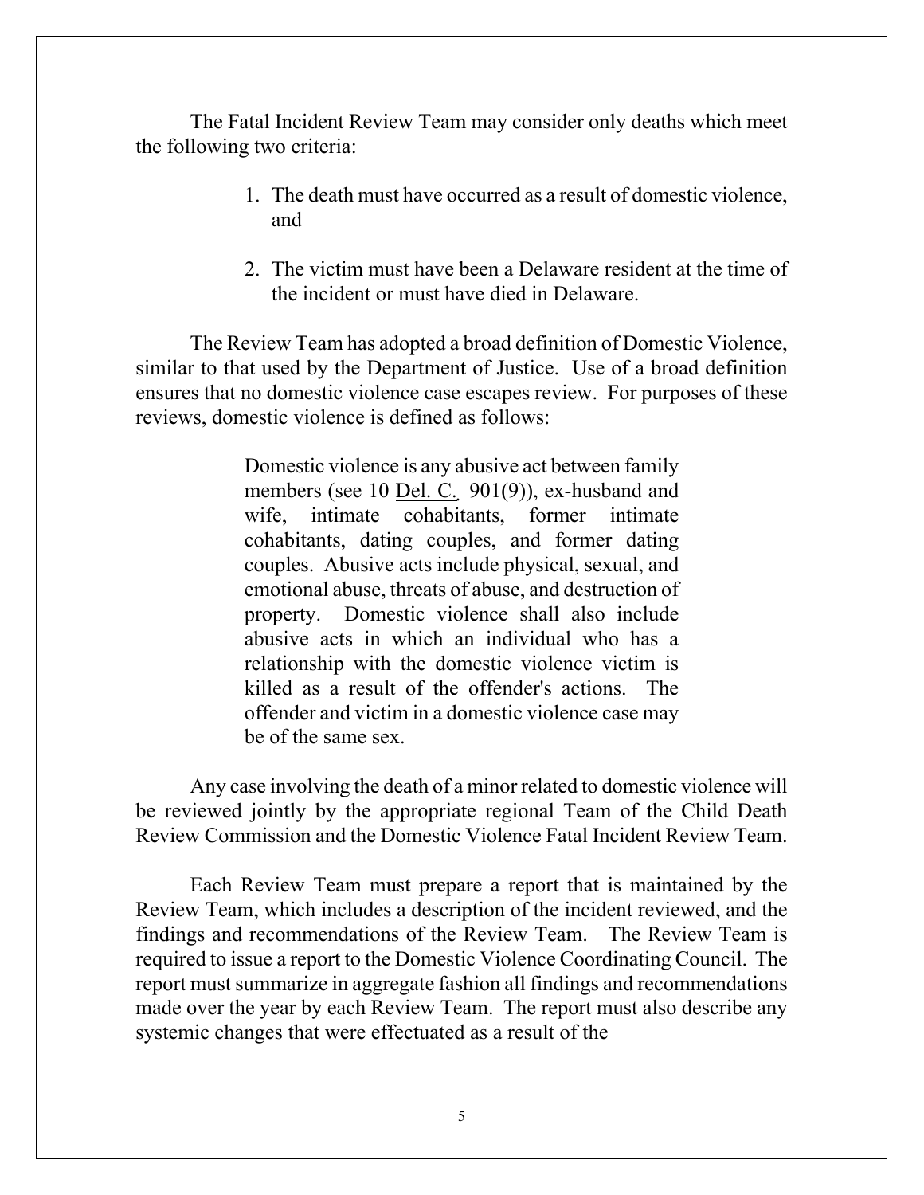The Fatal Incident Review Team may consider only deaths which meet the following two criteria:

1. The death must have occurred as a result of domestic violence, and
2. The victim must have been a Delaware resident at the time of the incident or must have died in Delaware.

The Review Team has adopted a broad definition of Domestic Violence, similar to that used by the Department of Justice. Use of a broad definition ensures that no domestic violence case escapes review. For purposes of these reviews, domestic violence is defined as follows:

> Domestic violence is any abusive act between family members (see 10 Del. C. 901(9)), ex-husband and wife, intimate cohabitants, former intimate cohabitants, dating couples, and former dating couples. Abusive acts include physical, sexual, and emotional abuse, threats of abuse, and destruction of property. Domestic violence shall also include abusive acts in which an individual who has a relationship with the domestic violence victim is killed as a result of the offender's actions. The offender and victim in a domestic violence case may be of the same sex.

Any case involving the death of a minor related to domestic violence will be reviewed jointly by the appropriate regional Team of the Child Death Review Commission and the Domestic Violence Fatal Incident Review Team.

Each Review Team must prepare a report that is maintained by the Review Team, which includes a description of the incident reviewed, and the findings and recommendations of the Review Team. The Review Team is required to issue a report to the Domestic Violence Coordinating Council. The report must summarize in aggregate fashion all findings and recommendations made over the year by each Review Team. The report must also describe any systemic changes that were effectuated as a result of the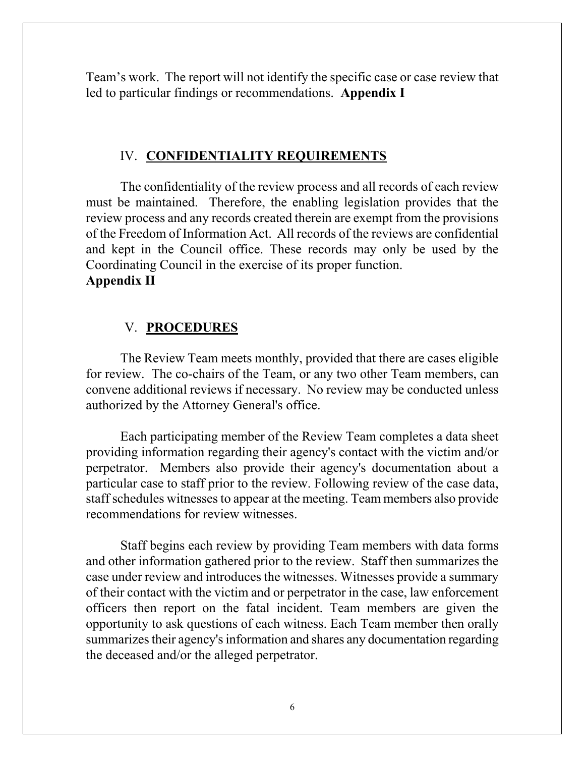Team's work. The report will not identify the specific case or case review that led to particular findings or recommendations. **Appendix I**

## IV. CONFIDENTIALITY REQUIREMENTS

The confidentiality of the review process and all records of each review must be maintained. Therefore, the enabling legislation provides that the review process and any records created therein are exempt from the provisions of the Freedom of Information Act. All records of the reviews are confidential and kept in the Council office. These records may only be used by the Coordinating Council in the exercise of its proper function.
**Appendix II**

## V. PROCEDURES

The Review Team meets monthly, provided that there are cases eligible for review. The co-chairs of the Team, or any two other Team members, can convene additional reviews if necessary. No review may be conducted unless authorized by the Attorney General's office.

Each participating member of the Review Team completes a data sheet providing information regarding their agency's contact with the victim and/or perpetrator. Members also provide their agency's documentation about a particular case to staff prior to the review. Following review of the case data, staff schedules witnesses to appear at the meeting. Team members also provide recommendations for review witnesses.

Staff begins each review by providing Team members with data forms and other information gathered prior to the review. Staff then summarizes the case under review and introduces the witnesses. Witnesses provide a summary of their contact with the victim and or perpetrator in the case, law enforcement officers then report on the fatal incident. Team members are given the opportunity to ask questions of each witness. Each Team member then orally summarizes their agency's information and shares any documentation regarding the deceased and/or the alleged perpetrator.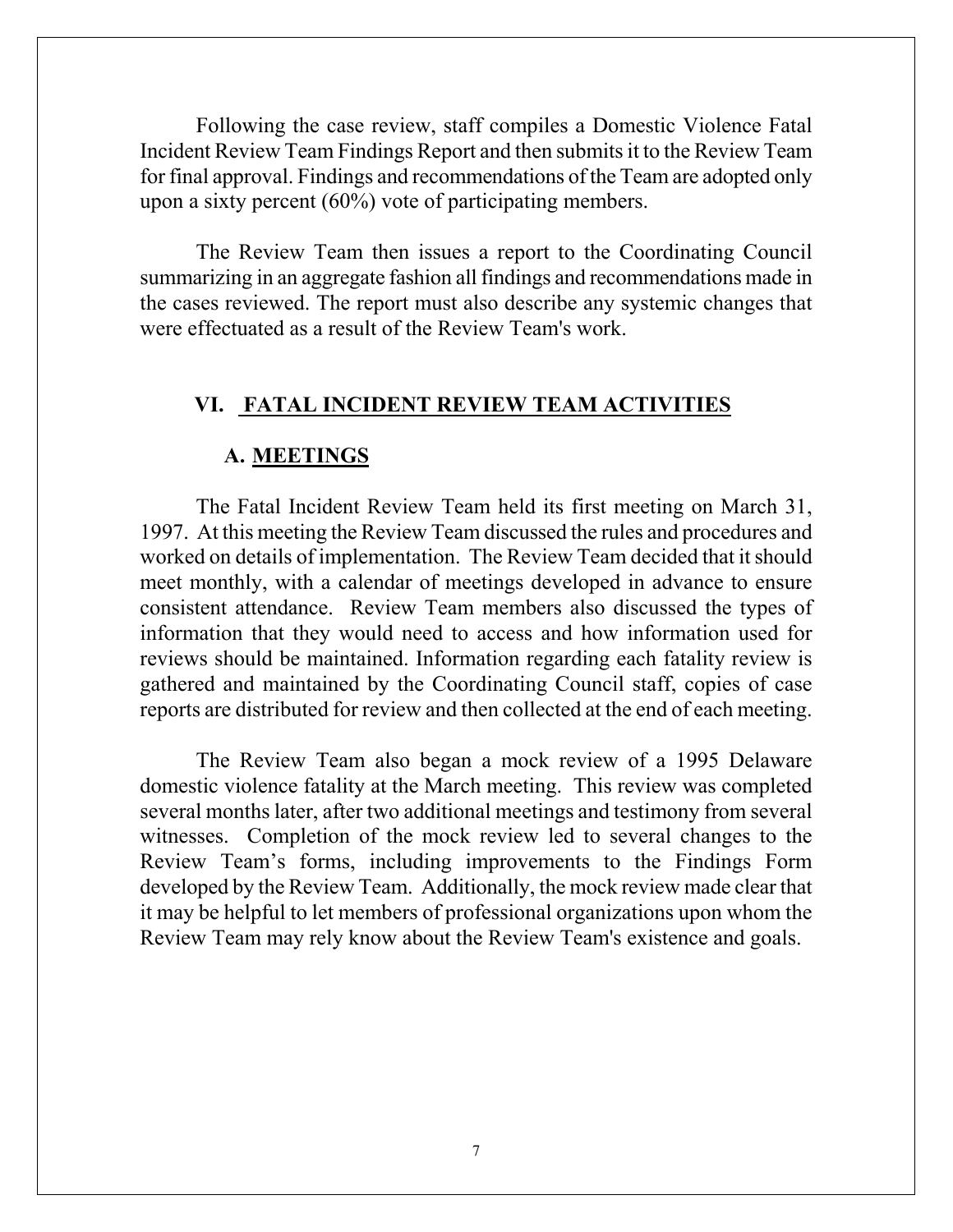Following the case review, staff compiles a Domestic Violence Fatal Incident Review Team Findings Report and then submits it to the Review Team for final approval. Findings and recommendations of the Team are adopted only upon a sixty percent (60%) vote of participating members.

The Review Team then issues a report to the Coordinating Council summarizing in an aggregate fashion all findings and recommendations made in the cases reviewed. The report must also describe any systemic changes that were effectuated as a result of the Review Team's work.

## VI. FATAL INCIDENT REVIEW TEAM ACTIVITIES

### A. MEETINGS

The Fatal Incident Review Team held its first meeting on March 31, 1997. At this meeting the Review Team discussed the rules and procedures and worked on details of implementation. The Review Team decided that it should meet monthly, with a calendar of meetings developed in advance to ensure consistent attendance. Review Team members also discussed the types of information that they would need to access and how information used for reviews should be maintained. Information regarding each fatality review is gathered and maintained by the Coordinating Council staff, copies of case reports are distributed for review and then collected at the end of each meeting.

The Review Team also began a mock review of a 1995 Delaware domestic violence fatality at the March meeting. This review was completed several months later, after two additional meetings and testimony from several witnesses. Completion of the mock review led to several changes to the Review Team's forms, including improvements to the Findings Form developed by the Review Team. Additionally, the mock review made clear that it may be helpful to let members of professional organizations upon whom the Review Team may rely know about the Review Team's existence and goals.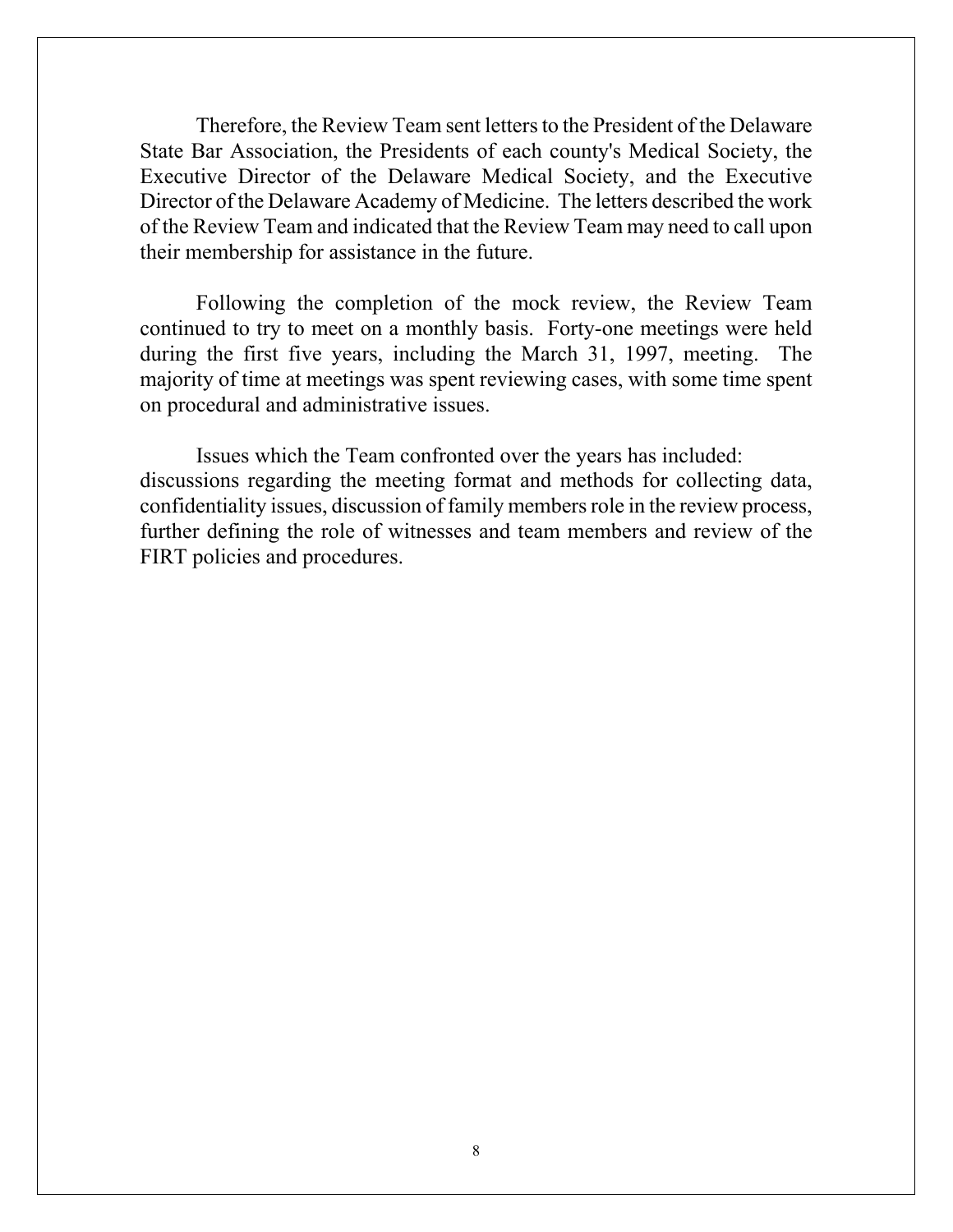Therefore, the Review Team sent letters to the President of the Delaware State Bar Association, the Presidents of each county's Medical Society, the Executive Director of the Delaware Medical Society, and the Executive Director of the Delaware Academy of Medicine. The letters described the work of the Review Team and indicated that the Review Team may need to call upon their membership for assistance in the future.

Following the completion of the mock review, the Review Team continued to try to meet on a monthly basis. Forty-one meetings were held during the first five years, including the March 31, 1997, meeting. The majority of time at meetings was spent reviewing cases, with some time spent on procedural and administrative issues.

Issues which the Team confronted over the years has included: discussions regarding the meeting format and methods for collecting data, confidentiality issues, discussion of family members role in the review process, further defining the role of witnesses and team members and review of the FIRT policies and procedures.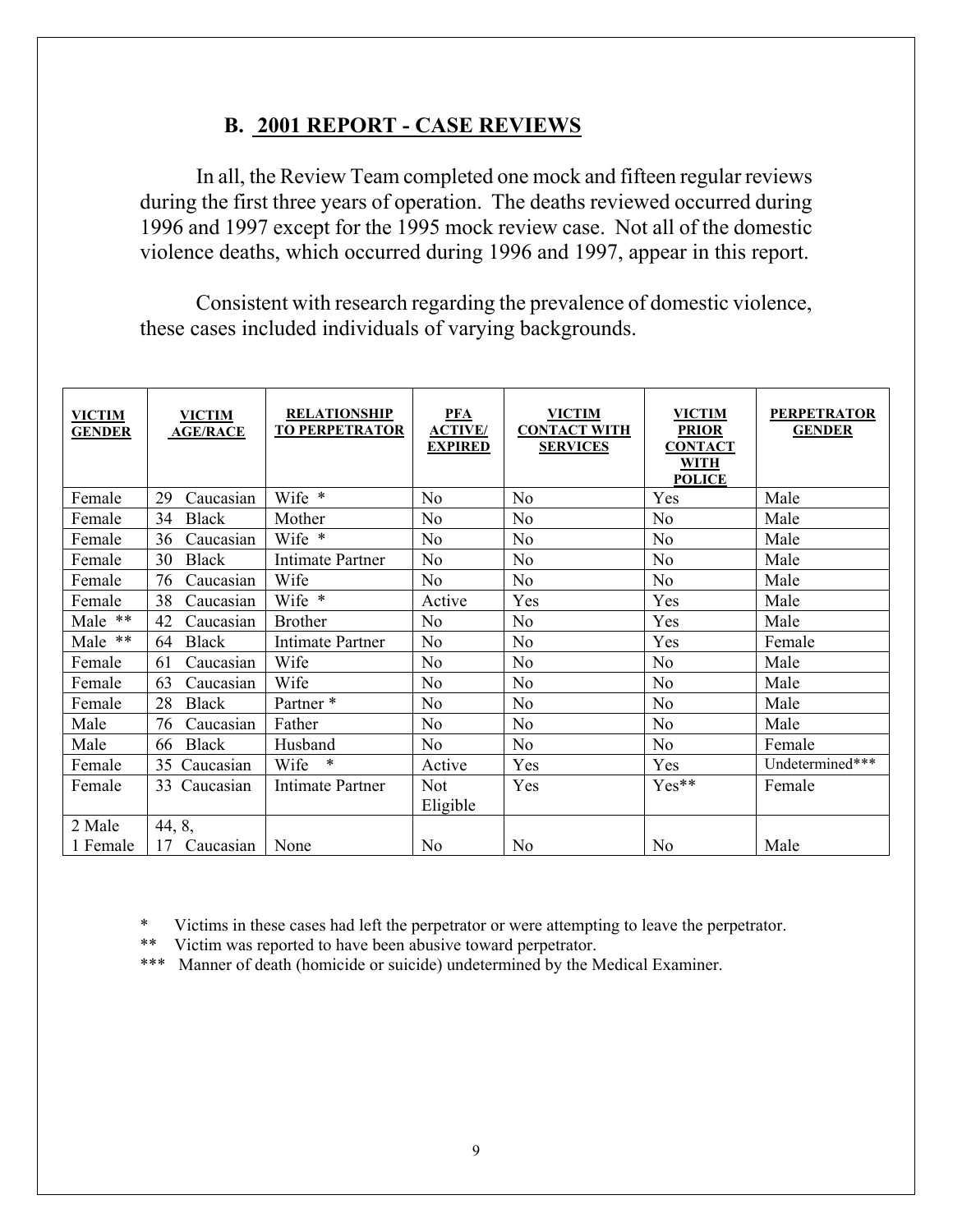## B. 2001 REPORT - CASE REVIEWS

In all, the Review Team completed one mock and fifteen regular reviews during the first three years of operation. The deaths reviewed occurred during 1996 and 1997 except for the 1995 mock review case. Not all of the domestic violence deaths, which occurred during 1996 and 1997, appear in this report.

Consistent with research regarding the prevalence of domestic violence, these cases included individuals of varying backgrounds.

| VICTIM GENDER | VICTIM AGE/RACE | RELATIONSHIP TO PERPETRATOR | PFA ACTIVE/ EXPIRED | VICTIM CONTACT WITH SERVICES | VICTIM PRIOR CONTACT WITH POLICE | PERPETRATOR GENDER |
|---|---|---|---|---|---|---|
| Female | 29 Caucasian | Wife * | No | No | Yes | Male |
| Female | 34 Black | Mother | No | No | No | Male |
| Female | 36 Caucasian | Wife * | No | No | No | Male |
| Female | 30 Black | Intimate Partner | No | No | No | Male |
| Female | 76 Caucasian | Wife | No | No | No | Male |
| Female | 38 Caucasian | Wife * | Active | Yes | Yes | Male |
| Male ** | 42 Caucasian | Brother | No | No | Yes | Male |
| Male ** | 64 Black | Intimate Partner | No | No | Yes | Female |
| Female | 61 Caucasian | Wife | No | No | No | Male |
| Female | 63 Caucasian | Wife | No | No | No | Male |
| Female | 28 Black | Partner * | No | No | No | Male |
| Male | 76 Caucasian | Father | No | No | No | Male |
| Male | 66 Black | Husband | No | No | No | Female |
| Female | 35 Caucasian | Wife * | Active | Yes | Yes | Undetermined*** |
| Female | 33 Caucasian | Intimate Partner | Not Eligible | Yes | Yes** | Female |
| 2 Male 1 Female | 44, 8, 17 Caucasian | None | No | No | No | Male |

\* Victims in these cases had left the perpetrator or were attempting to leave the perpetrator.

\*\* Victim was reported to have been abusive toward perpetrator.

\*\*\* Manner of death (homicide or suicide) undetermined by the Medical Examiner.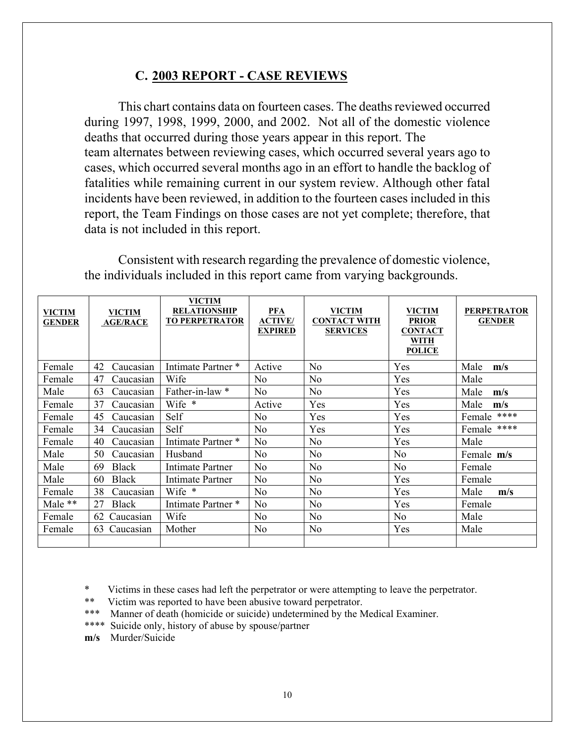## C. 2003 REPORT - CASE REVIEWS

This chart contains data on fourteen cases. The deaths reviewed occurred during 1997, 1998, 1999, 2000, and 2002. Not all of the domestic violence deaths that occurred during those years appear in this report. The team alternates between reviewing cases, which occurred several years ago to cases, which occurred several months ago in an effort to handle the backlog of fatalities while remaining current in our system review. Although other fatal incidents have been reviewed, in addition to the fourteen cases included in this report, the Team Findings on those cases are not yet complete; therefore, that data is not included in this report.

Consistent with research regarding the prevalence of domestic violence, the individuals included in this report came from varying backgrounds.

| VICTIM GENDER | VICTIM AGE/RACE | VICTIM RELATIONSHIP TO PERPETRATOR | PFA ACTIVE/ EXPIRED | VICTIM CONTACT WITH SERVICES | VICTIM PRIOR CONTACT WITH POLICE | PERPETRATOR GENDER |
|---|---|---|---|---|---|---|
| Female | 42 Caucasian | Intimate Partner * | Active | No | Yes | Male **m/s** |
| Female | 47 Caucasian | Wife | No | No | Yes | Male |
| Male | 63 Caucasian | Father-in-law * | No | No | Yes | Male **m/s** |
| Female | 37 Caucasian | Wife * | Active | Yes | Yes | Male **m/s** |
| Female | 45 Caucasian | Self | No | Yes | Yes | Female **** |
| Female | 34 Caucasian | Self | No | Yes | Yes | Female **** |
| Female | 40 Caucasian | Intimate Partner * | No | No | Yes | Male |
| Male | 50 Caucasian | Husband | No | No | No | Female **m/s** |
| Male | 69 Black | Intimate Partner | No | No | No | Female |
| Male | 60 Black | Intimate Partner | No | No | Yes | Female |
| Female | 38 Caucasian | Wife * | No | No | Yes | Male **m/s** |
| Male ** | 27 Black | Intimate Partner * | No | No | Yes | Female |
| Female | 62 Caucasian | Wife | No | No | No | Male |
| Female | 63 Caucasian | Mother | No | No | Yes | Male |
| | | | | | | |

\* Victims in these cases had left the perpetrator or were attempting to leave the perpetrator.

** Victim was reported to have been abusive toward perpetrator.

*** Manner of death (homicide or suicide) undetermined by the Medical Examiner.

**** Suicide only, history of abuse by spouse/partner

**m/s** Murder/Suicide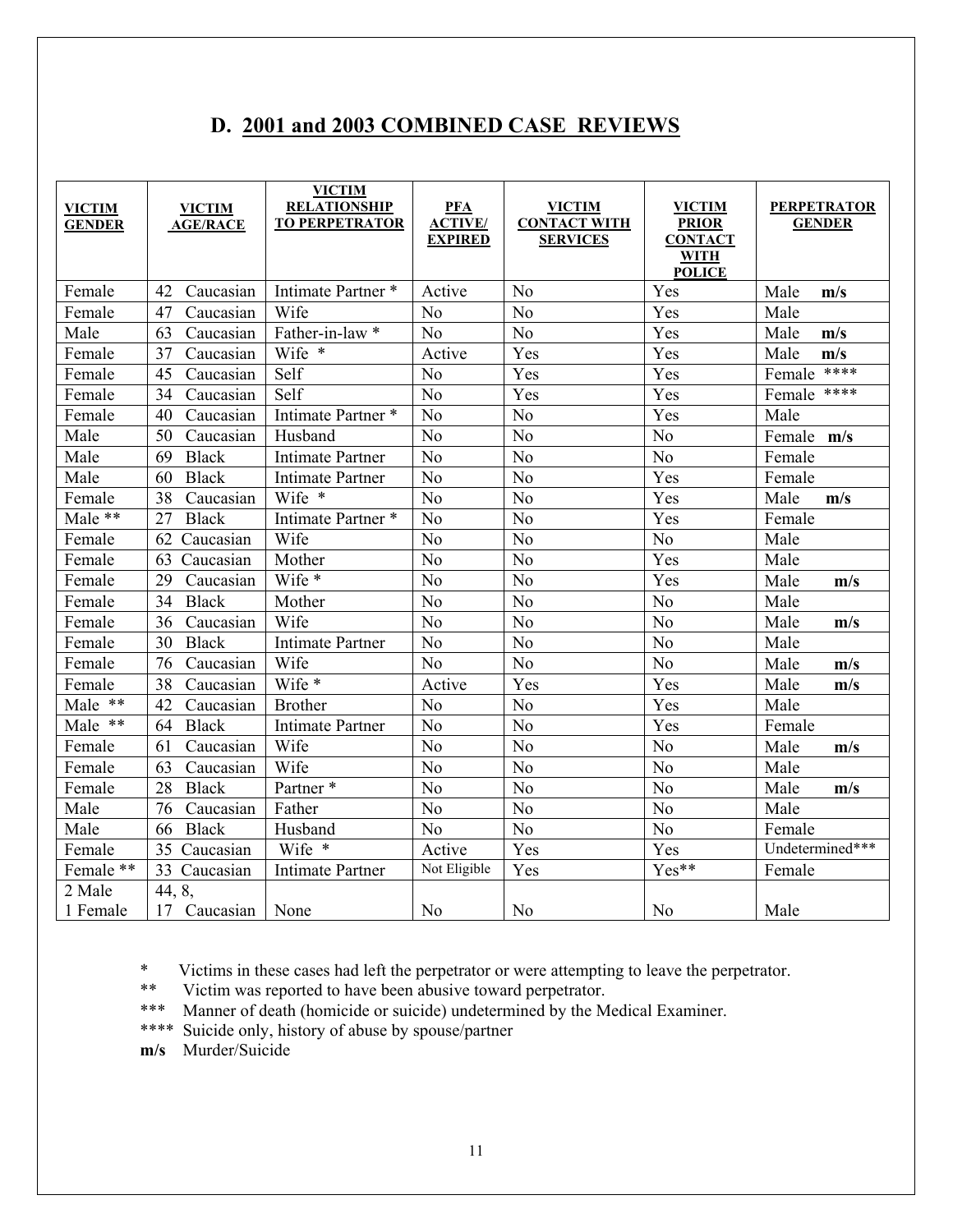## D. 2001 and 2003 COMBINED CASE REVIEWS

| VICTIM GENDER | VICTIM AGE/RACE | VICTIM RELATIONSHIP TO PERPETRATOR | PFA ACTIVE/ EXPIRED | VICTIM CONTACT WITH SERVICES | VICTIM PRIOR CONTACT WITH POLICE | PERPETRATOR GENDER |
|---|---|---|---|---|---|---|
| Female | 42 Caucasian | Intimate Partner * | Active | No | Yes | Male **m/s** |
| Female | 47 Caucasian | Wife | No | No | Yes | Male |
| Male | 63 Caucasian | Father-in-law * | No | No | Yes | Male **m/s** |
| Female | 37 Caucasian | Wife * | Active | Yes | Yes | Male **m/s** |
| Female | 45 Caucasian | Self | No | Yes | Yes | Female **** |
| Female | 34 Caucasian | Self | No | Yes | Yes | Female **** |
| Female | 40 Caucasian | Intimate Partner * | No | No | Yes | Male |
| Male | 50 Caucasian | Husband | No | No | No | Female **m/s** |
| Male | 69 Black | Intimate Partner | No | No | No | Female |
| Male | 60 Black | Intimate Partner | No | No | Yes | Female |
| Female | 38 Caucasian | Wife * | No | No | Yes | Male **m/s** |
| Male ** | 27 Black | Intimate Partner * | No | No | Yes | Female |
| Female | 62 Caucasian | Wife | No | No | No | Male |
| Female | 63 Caucasian | Mother | No | No | Yes | Male |
| Female | 29 Caucasian | Wife * | No | No | Yes | Male **m/s** |
| Female | 34 Black | Mother | No | No | No | Male |
| Female | 36 Caucasian | Wife | No | No | No | Male **m/s** |
| Female | 30 Black | Intimate Partner | No | No | No | Male |
| Female | 76 Caucasian | Wife | No | No | No | Male **m/s** |
| Female | 38 Caucasian | Wife * | Active | Yes | Yes | Male **m/s** |
| Male ** | 42 Caucasian | Brother | No | No | Yes | Male |
| Male ** | 64 Black | Intimate Partner | No | No | Yes | Female |
| Female | 61 Caucasian | Wife | No | No | No | Male **m/s** |
| Female | 63 Caucasian | Wife | No | No | No | Male |
| Female | 28 Black | Partner * | No | No | No | Male **m/s** |
| Male | 76 Caucasian | Father | No | No | No | Male |
| Male | 66 Black | Husband | No | No | No | Female |
| Female | 35 Caucasian | Wife * | Active | Yes | Yes | Undetermined*** |
| Female ** | 33 Caucasian | Intimate Partner | Not Eligible | Yes | Yes** | Female |
| 2 Male 1 Female | 44, 8, 17 Caucasian | None | No | No | No | Male |

\* Victims in these cases had left the perpetrator or were attempting to leave the perpetrator.

** Victim was reported to have been abusive toward perpetrator.

*** Manner of death (homicide or suicide) undetermined by the Medical Examiner.

**** Suicide only, history of abuse by spouse/partner

**m/s** Murder/Suicide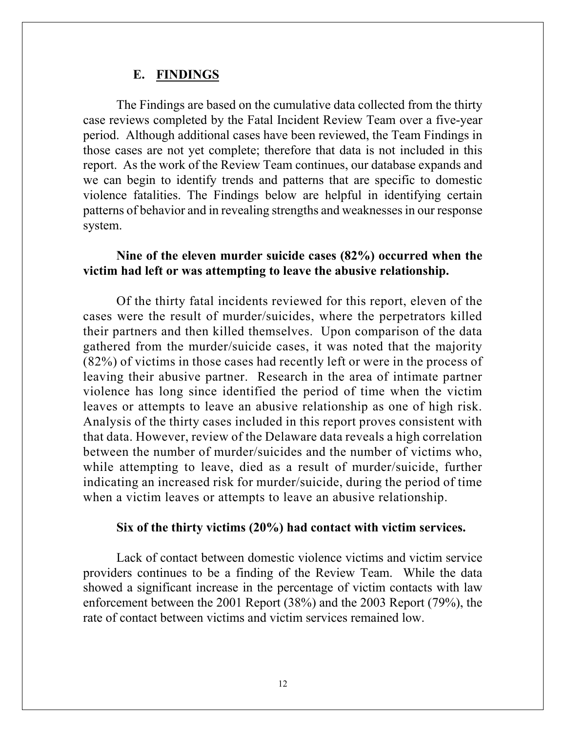## E. FINDINGS

The Findings are based on the cumulative data collected from the thirty case reviews completed by the Fatal Incident Review Team over a five-year period. Although additional cases have been reviewed, the Team Findings in those cases are not yet complete; therefore that data is not included in this report. As the work of the Review Team continues, our database expands and we can begin to identify trends and patterns that are specific to domestic violence fatalities. The Findings below are helpful in identifying certain patterns of behavior and in revealing strengths and weaknesses in our response system.

**Nine of the eleven murder suicide cases (82%) occurred when the victim had left or was attempting to leave the abusive relationship.**

Of the thirty fatal incidents reviewed for this report, eleven of the cases were the result of murder/suicides, where the perpetrators killed their partners and then killed themselves. Upon comparison of the data gathered from the murder/suicide cases, it was noted that the majority (82%) of victims in those cases had recently left or were in the process of leaving their abusive partner. Research in the area of intimate partner violence has long since identified the period of time when the victim leaves or attempts to leave an abusive relationship as one of high risk. Analysis of the thirty cases included in this report proves consistent with that data. However, review of the Delaware data reveals a high correlation between the number of murder/suicides and the number of victims who, while attempting to leave, died as a result of murder/suicide, further indicating an increased risk for murder/suicide, during the period of time when a victim leaves or attempts to leave an abusive relationship.

**Six of the thirty victims (20%) had contact with victim services.**

Lack of contact between domestic violence victims and victim service providers continues to be a finding of the Review Team. While the data showed a significant increase in the percentage of victim contacts with law enforcement between the 2001 Report (38%) and the 2003 Report (79%), the rate of contact between victims and victim services remained low.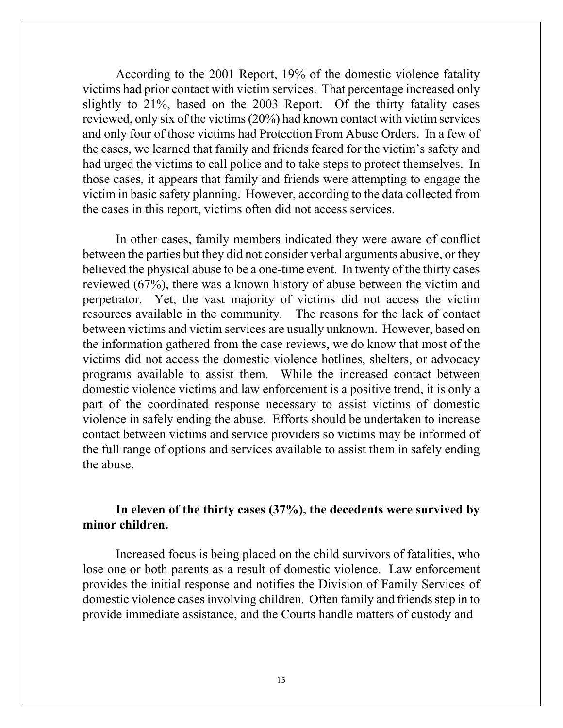According to the 2001 Report, 19% of the domestic violence fatality victims had prior contact with victim services. That percentage increased only slightly to 21%, based on the 2003 Report. Of the thirty fatality cases reviewed, only six of the victims (20%) had known contact with victim services and only four of those victims had Protection From Abuse Orders. In a few of the cases, we learned that family and friends feared for the victim's safety and had urged the victims to call police and to take steps to protect themselves. In those cases, it appears that family and friends were attempting to engage the victim in basic safety planning. However, according to the data collected from the cases in this report, victims often did not access services.

In other cases, family members indicated they were aware of conflict between the parties but they did not consider verbal arguments abusive, or they believed the physical abuse to be a one-time event. In twenty of the thirty cases reviewed (67%), there was a known history of abuse between the victim and perpetrator. Yet, the vast majority of victims did not access the victim resources available in the community. The reasons for the lack of contact between victims and victim services are usually unknown. However, based on the information gathered from the case reviews, we do know that most of the victims did not access the domestic violence hotlines, shelters, or advocacy programs available to assist them. While the increased contact between domestic violence victims and law enforcement is a positive trend, it is only a part of the coordinated response necessary to assist victims of domestic violence in safely ending the abuse. Efforts should be undertaken to increase contact between victims and service providers so victims may be informed of the full range of options and services available to assist them in safely ending the abuse.

**In eleven of the thirty cases (37%), the decedents were survived by minor children.**

Increased focus is being placed on the child survivors of fatalities, who lose one or both parents as a result of domestic violence. Law enforcement provides the initial response and notifies the Division of Family Services of domestic violence cases involving children. Often family and friends step in to provide immediate assistance, and the Courts handle matters of custody and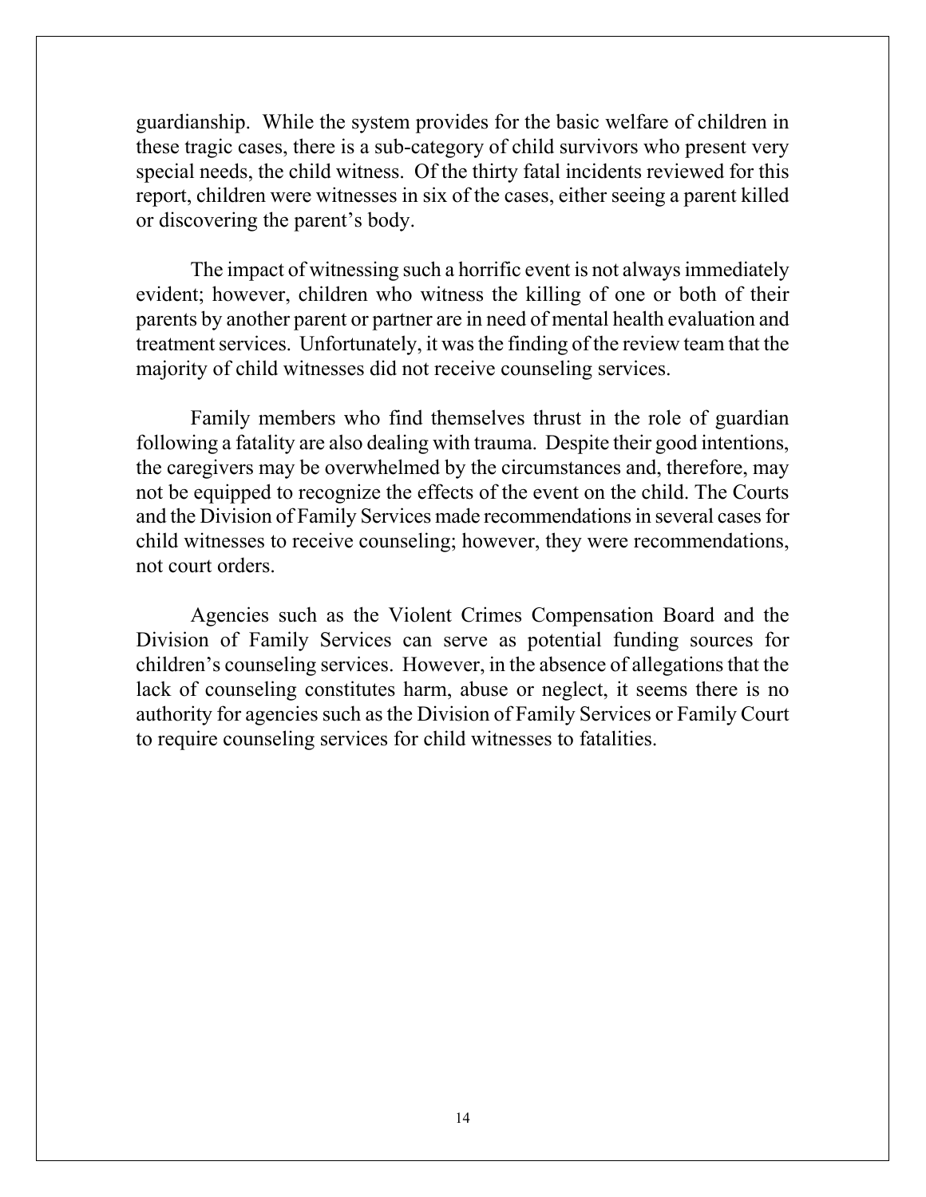guardianship. While the system provides for the basic welfare of children in these tragic cases, there is a sub-category of child survivors who present very special needs, the child witness. Of the thirty fatal incidents reviewed for this report, children were witnesses in six of the cases, either seeing a parent killed or discovering the parent's body.

The impact of witnessing such a horrific event is not always immediately evident; however, children who witness the killing of one or both of their parents by another parent or partner are in need of mental health evaluation and treatment services. Unfortunately, it was the finding of the review team that the majority of child witnesses did not receive counseling services.

Family members who find themselves thrust in the role of guardian following a fatality are also dealing with trauma. Despite their good intentions, the caregivers may be overwhelmed by the circumstances and, therefore, may not be equipped to recognize the effects of the event on the child. The Courts and the Division of Family Services made recommendations in several cases for child witnesses to receive counseling; however, they were recommendations, not court orders.

Agencies such as the Violent Crimes Compensation Board and the Division of Family Services can serve as potential funding sources for children's counseling services. However, in the absence of allegations that the lack of counseling constitutes harm, abuse or neglect, it seems there is no authority for agencies such as the Division of Family Services or Family Court to require counseling services for child witnesses to fatalities.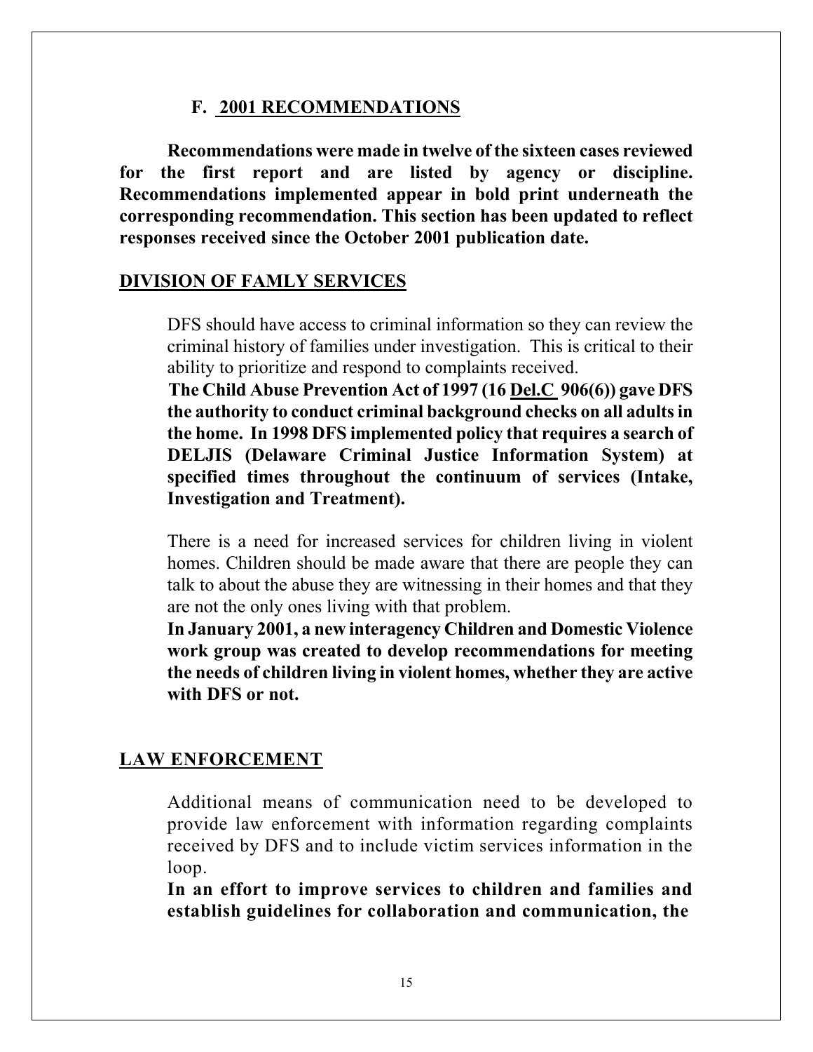## F. 2001 RECOMMENDATIONS

**Recommendations were made in twelve of the sixteen cases reviewed for the first report and are listed by agency or discipline. Recommendations implemented appear in bold print underneath the corresponding recommendation. This section has been updated to reflect responses received since the October 2001 publication date.**

### DIVISION OF FAMLY SERVICES

DFS should have access to criminal information so they can review the criminal history of families under investigation. This is critical to their ability to prioritize and respond to complaints received.

**The Child Abuse Prevention Act of 1997 (16 Del.C 906(6)) gave DFS the authority to conduct criminal background checks on all adults in the home. In 1998 DFS implemented policy that requires a search of DELJIS (Delaware Criminal Justice Information System) at specified times throughout the continuum of services (Intake, Investigation and Treatment).**

There is a need for increased services for children living in violent homes. Children should be made aware that there are people they can talk to about the abuse they are witnessing in their homes and that they are not the only ones living with that problem.

**In January 2001, a new interagency Children and Domestic Violence work group was created to develop recommendations for meeting the needs of children living in violent homes, whether they are active with DFS or not.**

### LAW ENFORCEMENT

Additional means of communication need to be developed to provide law enforcement with information regarding complaints received by DFS and to include victim services information in the loop.

**In an effort to improve services to children and families and establish guidelines for collaboration and communication, the**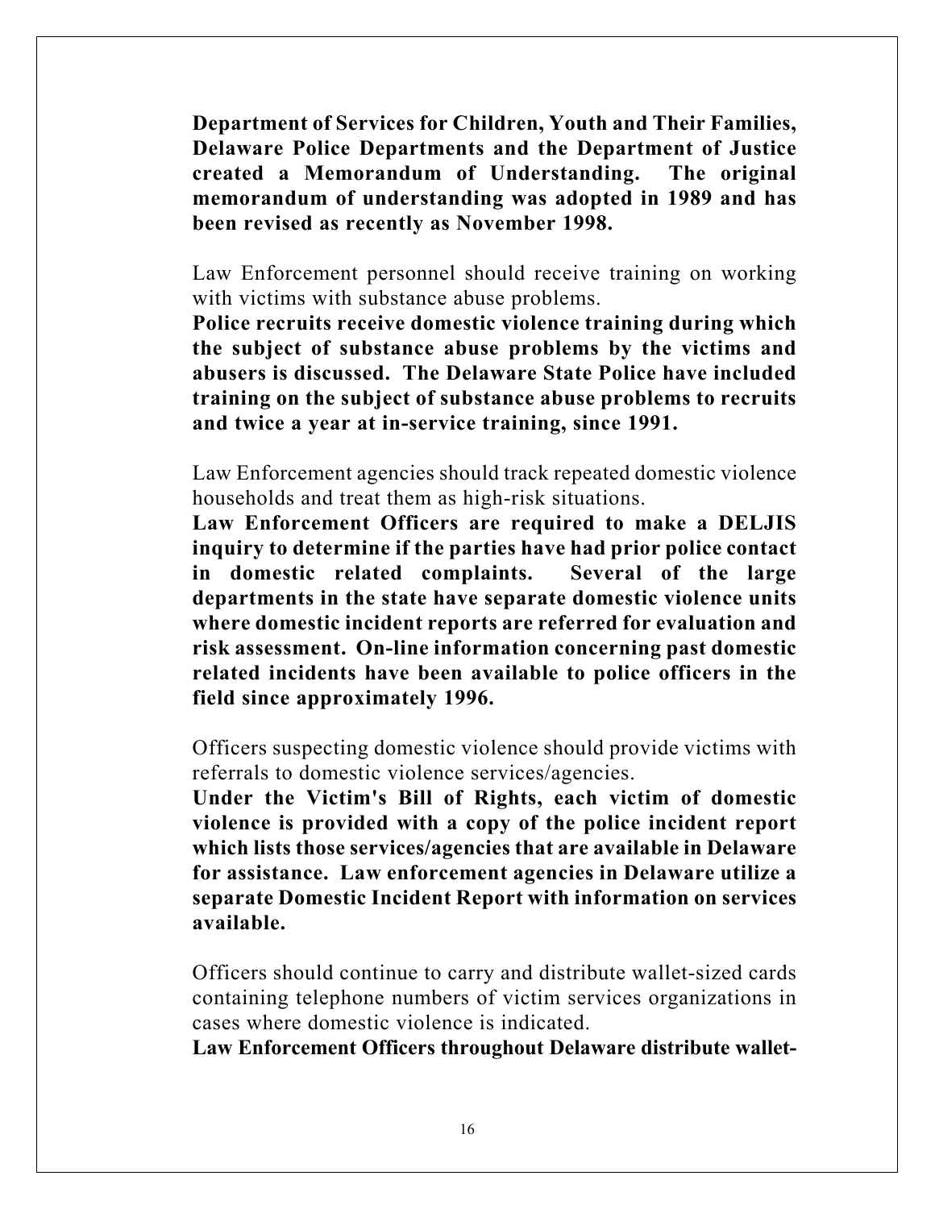**Department of Services for Children, Youth and Their Families, Delaware Police Departments and the Department of Justice created a Memorandum of Understanding. The original memorandum of understanding was adopted in 1989 and has been revised as recently as November 1998.**

Law Enforcement personnel should receive training on working with victims with substance abuse problems.
**Police recruits receive domestic violence training during which the subject of substance abuse problems by the victims and abusers is discussed. The Delaware State Police have included training on the subject of substance abuse problems to recruits and twice a year at in-service training, since 1991.**

Law Enforcement agencies should track repeated domestic violence households and treat them as high-risk situations.
**Law Enforcement Officers are required to make a DELJIS inquiry to determine if the parties have had prior police contact in domestic related complaints. Several of the large departments in the state have separate domestic violence units where domestic incident reports are referred for evaluation and risk assessment. On-line information concerning past domestic related incidents have been available to police officers in the field since approximately 1996.**

Officers suspecting domestic violence should provide victims with referrals to domestic violence services/agencies.
**Under the Victim's Bill of Rights, each victim of domestic violence is provided with a copy of the police incident report which lists those services/agencies that are available in Delaware for assistance. Law enforcement agencies in Delaware utilize a separate Domestic Incident Report with information on services available.**

Officers should continue to carry and distribute wallet-sized cards containing telephone numbers of victim services organizations in cases where domestic violence is indicated.
**Law Enforcement Officers throughout Delaware distribute wallet-**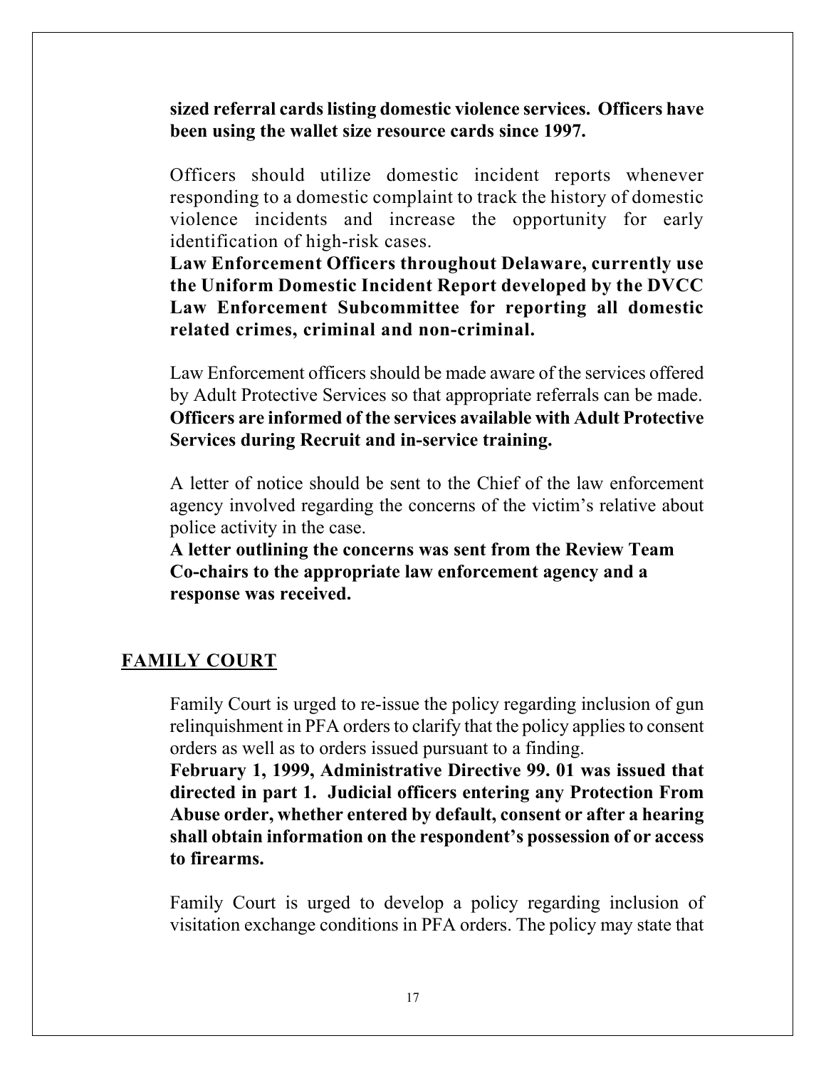**sized referral cards listing domestic violence services. Officers have been using the wallet size resource cards since 1997.**

Officers should utilize domestic incident reports whenever responding to a domestic complaint to track the history of domestic violence incidents and increase the opportunity for early identification of high-risk cases.
**Law Enforcement Officers throughout Delaware, currently use the Uniform Domestic Incident Report developed by the DVCC Law Enforcement Subcommittee for reporting all domestic related crimes, criminal and non-criminal.**

Law Enforcement officers should be made aware of the services offered by Adult Protective Services so that appropriate referrals can be made.
**Officers are informed of the services available with Adult Protective Services during Recruit and in-service training.**

A letter of notice should be sent to the Chief of the law enforcement agency involved regarding the concerns of the victim's relative about police activity in the case.
**A letter outlining the concerns was sent from the Review Team Co-chairs to the appropriate law enforcement agency and a response was received.**

## FAMILY COURT

Family Court is urged to re-issue the policy regarding inclusion of gun relinquishment in PFA orders to clarify that the policy applies to consent orders as well as to orders issued pursuant to a finding.
**February 1, 1999, Administrative Directive 99. 01 was issued that directed in part 1. Judicial officers entering any Protection From Abuse order, whether entered by default, consent or after a hearing shall obtain information on the respondent's possession of or access to firearms.**

Family Court is urged to develop a policy regarding inclusion of visitation exchange conditions in PFA orders. The policy may state that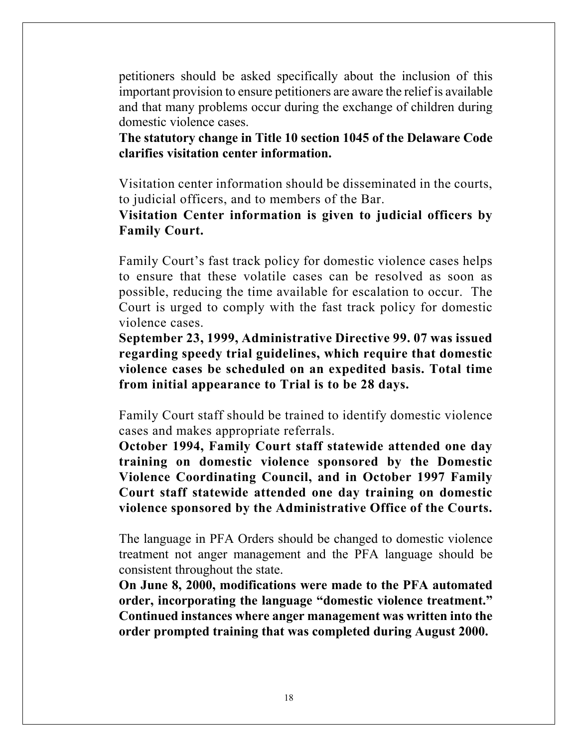petitioners should be asked specifically about the inclusion of this important provision to ensure petitioners are aware the relief is available and that many problems occur during the exchange of children during domestic violence cases.
**The statutory change in Title 10 section 1045 of the Delaware Code clarifies visitation center information.**

Visitation center information should be disseminated in the courts, to judicial officers, and to members of the Bar.
**Visitation Center information is given to judicial officers by Family Court.**

Family Court's fast track policy for domestic violence cases helps to ensure that these volatile cases can be resolved as soon as possible, reducing the time available for escalation to occur. The Court is urged to comply with the fast track policy for domestic violence cases.
**September 23, 1999, Administrative Directive 99. 07 was issued regarding speedy trial guidelines, which require that domestic violence cases be scheduled on an expedited basis. Total time from initial appearance to Trial is to be 28 days.**

Family Court staff should be trained to identify domestic violence cases and makes appropriate referrals.
**October 1994, Family Court staff statewide attended one day training on domestic violence sponsored by the Domestic Violence Coordinating Council, and in October 1997 Family Court staff statewide attended one day training on domestic violence sponsored by the Administrative Office of the Courts.**

The language in PFA Orders should be changed to domestic violence treatment not anger management and the PFA language should be consistent throughout the state.
**On June 8, 2000, modifications were made to the PFA automated order, incorporating the language "domestic violence treatment." Continued instances where anger management was written into the order prompted training that was completed during August 2000.**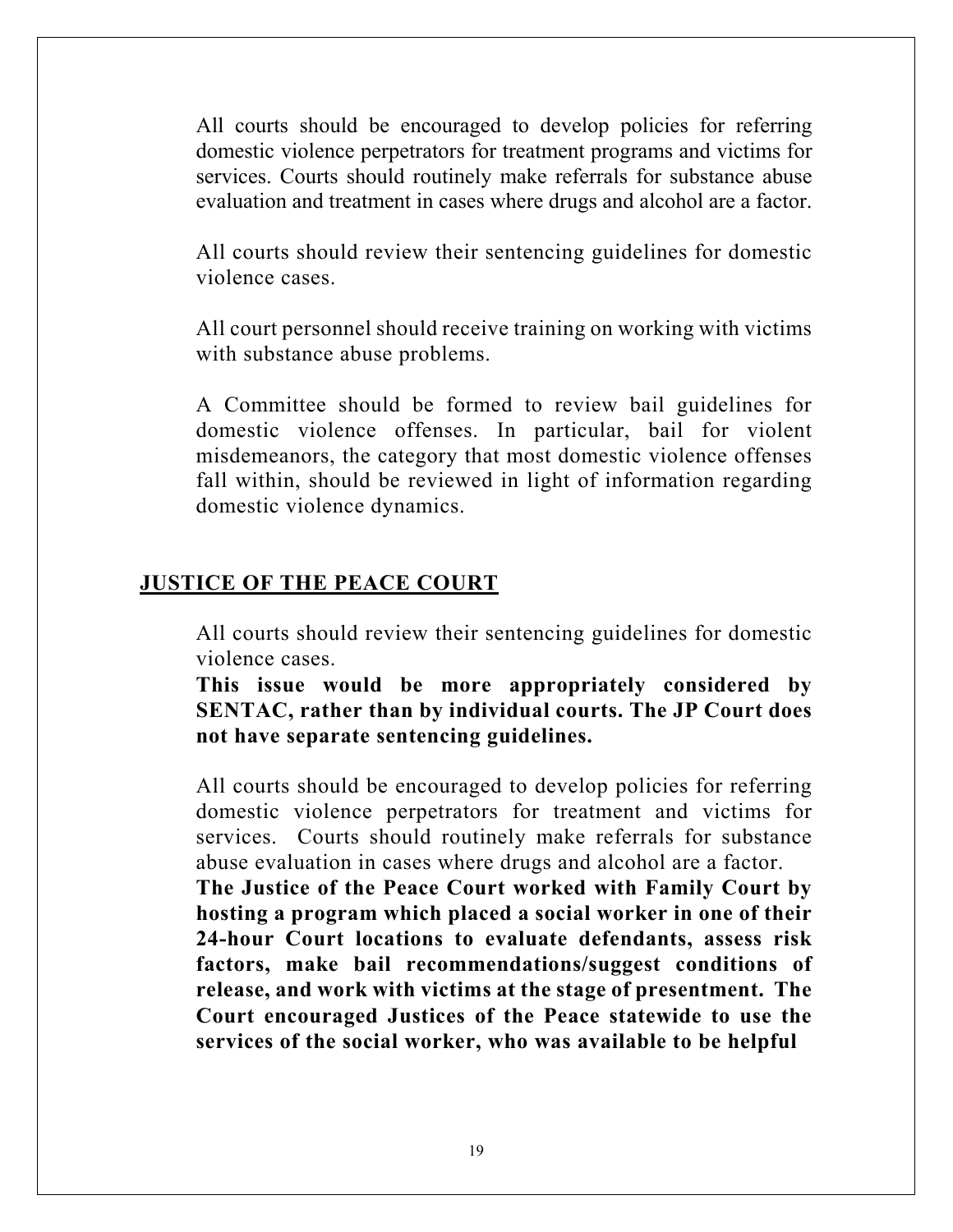All courts should be encouraged to develop policies for referring domestic violence perpetrators for treatment programs and victims for services. Courts should routinely make referrals for substance abuse evaluation and treatment in cases where drugs and alcohol are a factor.

All courts should review their sentencing guidelines for domestic violence cases.

All court personnel should receive training on working with victims with substance abuse problems.

A Committee should be formed to review bail guidelines for domestic violence offenses. In particular, bail for violent misdemeanors, the category that most domestic violence offenses fall within, should be reviewed in light of information regarding domestic violence dynamics.

## JUSTICE OF THE PEACE COURT

All courts should review their sentencing guidelines for domestic violence cases.
**This issue would be more appropriately considered by SENTAC, rather than by individual courts. The JP Court does not have separate sentencing guidelines.**

All courts should be encouraged to develop policies for referring domestic violence perpetrators for treatment and victims for services. Courts should routinely make referrals for substance abuse evaluation in cases where drugs and alcohol are a factor.
**The Justice of the Peace Court worked with Family Court by hosting a program which placed a social worker in one of their 24-hour Court locations to evaluate defendants, assess risk factors, make bail recommendations/suggest conditions of release, and work with victims at the stage of presentment. The Court encouraged Justices of the Peace statewide to use the services of the social worker, who was available to be helpful**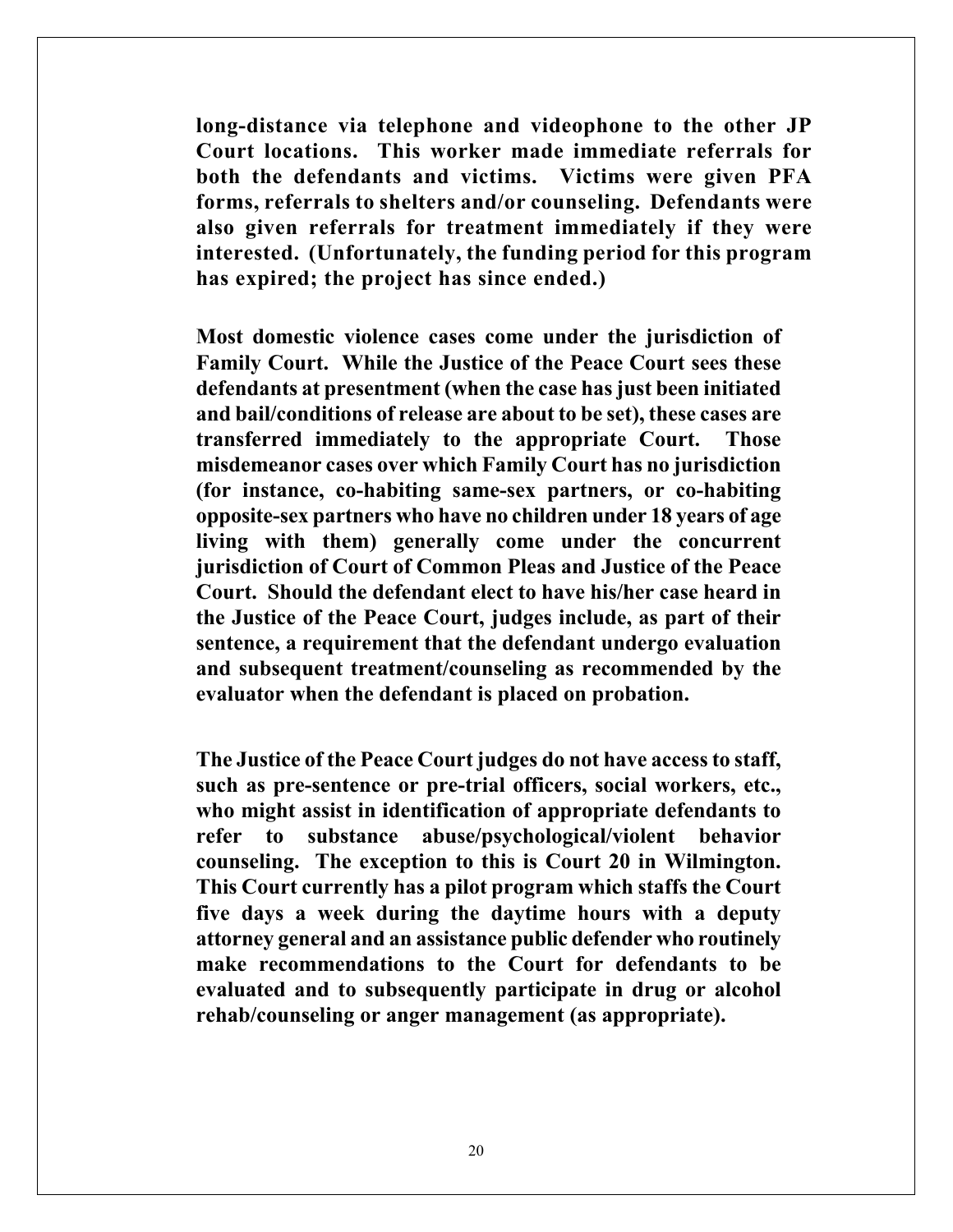**long-distance via telephone and videophone to the other JP Court locations. This worker made immediate referrals for both the defendants and victims. Victims were given PFA forms, referrals to shelters and/or counseling. Defendants were also given referrals for treatment immediately if they were interested. (Unfortunately, the funding period for this program has expired; the project has since ended.)**

**Most domestic violence cases come under the jurisdiction of Family Court. While the Justice of the Peace Court sees these defendants at presentment (when the case has just been initiated and bail/conditions of release are about to be set), these cases are transferred immediately to the appropriate Court. Those misdemeanor cases over which Family Court has no jurisdiction (for instance, co-habiting same-sex partners, or co-habiting opposite-sex partners who have no children under 18 years of age living with them) generally come under the concurrent jurisdiction of Court of Common Pleas and Justice of the Peace Court. Should the defendant elect to have his/her case heard in the Justice of the Peace Court, judges include, as part of their sentence, a requirement that the defendant undergo evaluation and subsequent treatment/counseling as recommended by the evaluator when the defendant is placed on probation.**

**The Justice of the Peace Court judges do not have access to staff, such as pre-sentence or pre-trial officers, social workers, etc., who might assist in identification of appropriate defendants to refer to substance abuse/psychological/violent behavior counseling. The exception to this is Court 20 in Wilmington. This Court currently has a pilot program which staffs the Court five days a week during the daytime hours with a deputy attorney general and an assistance public defender who routinely make recommendations to the Court for defendants to be evaluated and to subsequently participate in drug or alcohol rehab/counseling or anger management (as appropriate).**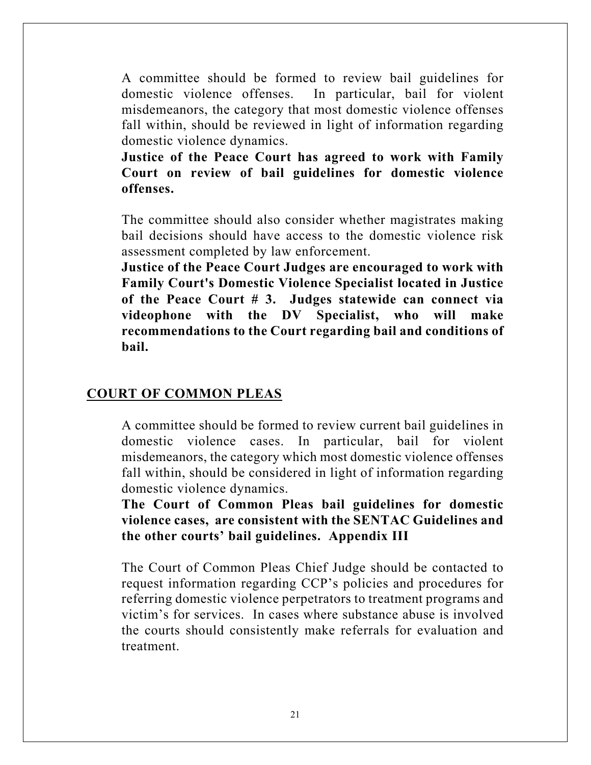A committee should be formed to review bail guidelines for domestic violence offenses. In particular, bail for violent misdemeanors, the category that most domestic violence offenses fall within, should be reviewed in light of information regarding domestic violence dynamics.

**Justice of the Peace Court has agreed to work with Family Court on review of bail guidelines for domestic violence offenses.**

The committee should also consider whether magistrates making bail decisions should have access to the domestic violence risk assessment completed by law enforcement.

**Justice of the Peace Court Judges are encouraged to work with Family Court's Domestic Violence Specialist located in Justice of the Peace Court # 3. Judges statewide can connect via videophone with the DV Specialist, who will make recommendations to the Court regarding bail and conditions of bail.**

## COURT OF COMMON PLEAS

A committee should be formed to review current bail guidelines in domestic violence cases. In particular, bail for violent misdemeanors, the category which most domestic violence offenses fall within, should be considered in light of information regarding domestic violence dynamics.

**The Court of Common Pleas bail guidelines for domestic violence cases, are consistent with the SENTAC Guidelines and the other courts' bail guidelines. Appendix III**

The Court of Common Pleas Chief Judge should be contacted to request information regarding CCP's policies and procedures for referring domestic violence perpetrators to treatment programs and victim's for services. In cases where substance abuse is involved the courts should consistently make referrals for evaluation and treatment.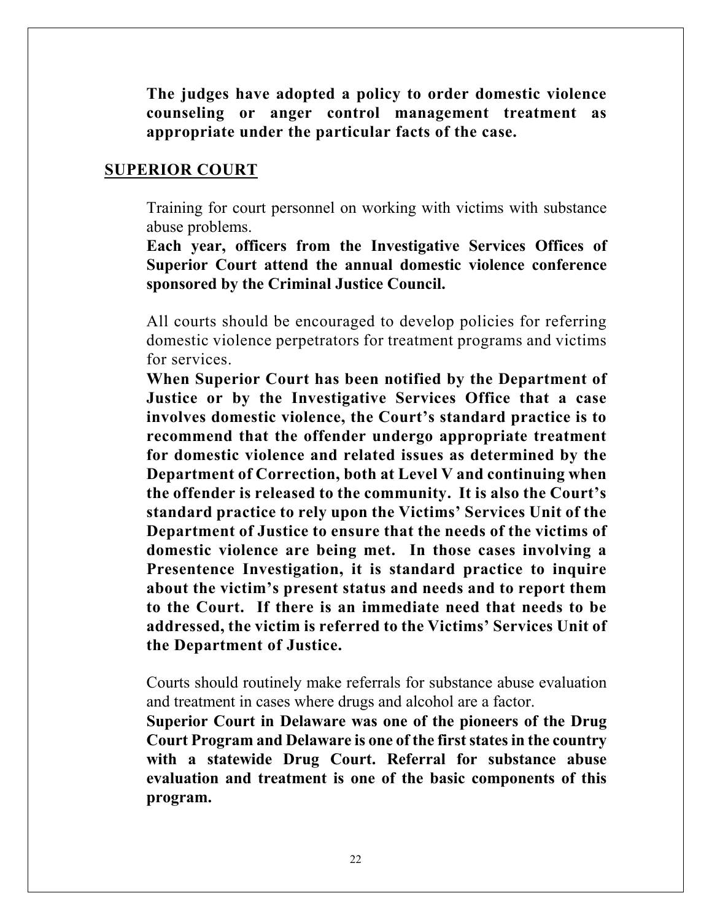**The judges have adopted a policy to order domestic violence counseling or anger control management treatment as appropriate under the particular facts of the case.**

## SUPERIOR COURT

Training for court personnel on working with victims with substance abuse problems.

**Each year, officers from the Investigative Services Offices of Superior Court attend the annual domestic violence conference sponsored by the Criminal Justice Council.**

All courts should be encouraged to develop policies for referring domestic violence perpetrators for treatment programs and victims for services.

**When Superior Court has been notified by the Department of Justice or by the Investigative Services Office that a case involves domestic violence, the Court's standard practice is to recommend that the offender undergo appropriate treatment for domestic violence and related issues as determined by the Department of Correction, both at Level V and continuing when the offender is released to the community. It is also the Court's standard practice to rely upon the Victims' Services Unit of the Department of Justice to ensure that the needs of the victims of domestic violence are being met. In those cases involving a Presentence Investigation, it is standard practice to inquire about the victim's present status and needs and to report them to the Court. If there is an immediate need that needs to be addressed, the victim is referred to the Victims' Services Unit of the Department of Justice.**

Courts should routinely make referrals for substance abuse evaluation and treatment in cases where drugs and alcohol are a factor.

**Superior Court in Delaware was one of the pioneers of the Drug Court Program and Delaware is one of the first states in the country with a statewide Drug Court. Referral for substance abuse evaluation and treatment is one of the basic components of this program.**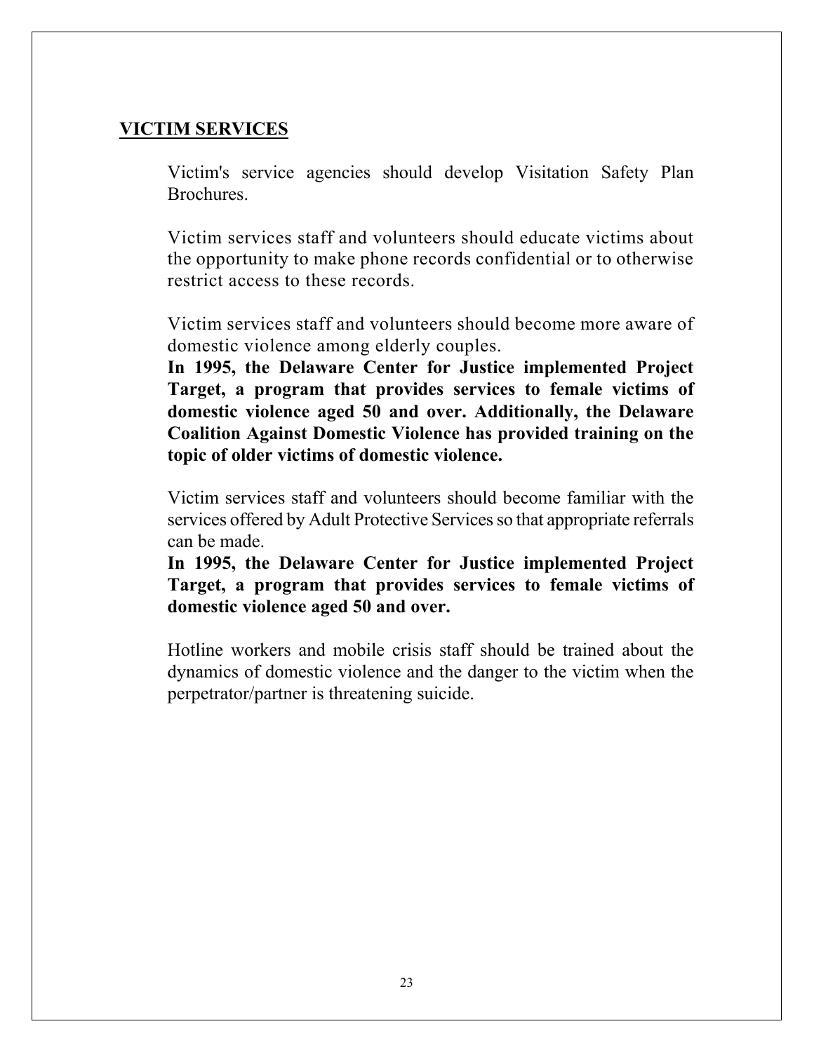## VICTIM SERVICES

Victim's service agencies should develop Visitation Safety Plan Brochures.

Victim services staff and volunteers should educate victims about the opportunity to make phone records confidential or to otherwise restrict access to these records.

Victim services staff and volunteers should become more aware of domestic violence among elderly couples.
**In 1995, the Delaware Center for Justice implemented Project Target, a program that provides services to female victims of domestic violence aged 50 and over. Additionally, the Delaware Coalition Against Domestic Violence has provided training on the topic of older victims of domestic violence.**

Victim services staff and volunteers should become familiar with the services offered by Adult Protective Services so that appropriate referrals can be made.
**In 1995, the Delaware Center for Justice implemented Project Target, a program that provides services to female victims of domestic violence aged 50 and over.**

Hotline workers and mobile crisis staff should be trained about the dynamics of domestic violence and the danger to the victim when the perpetrator/partner is threatening suicide.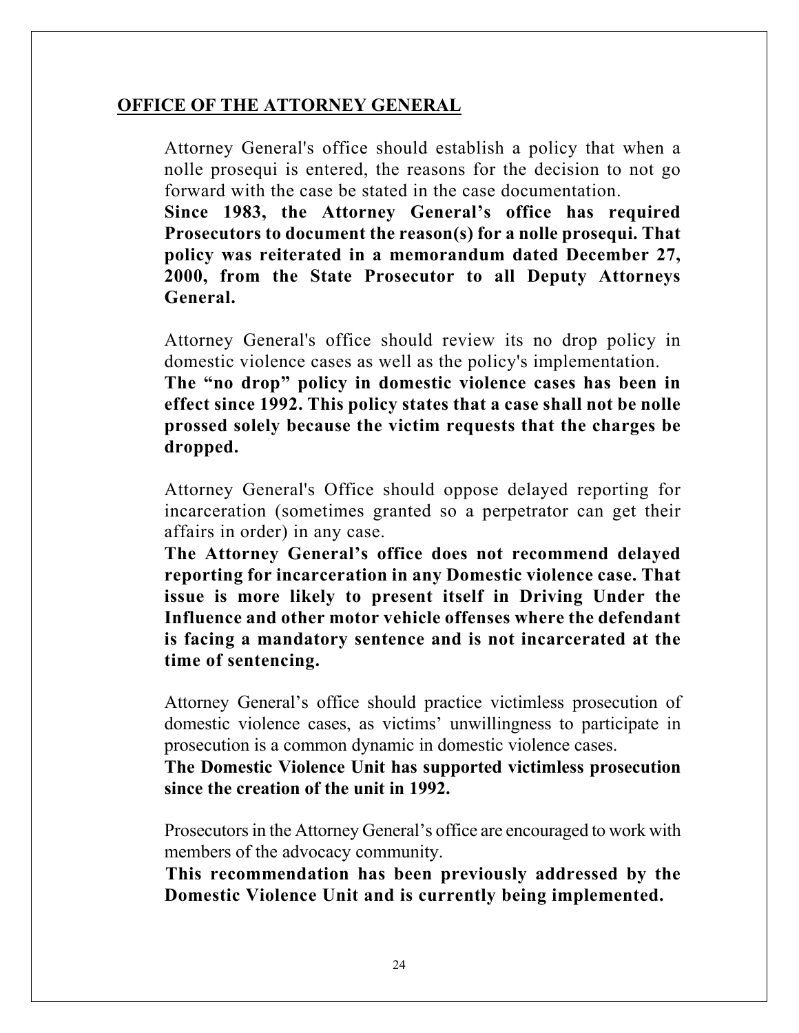## OFFICE OF THE ATTORNEY GENERAL

Attorney General's office should establish a policy that when a nolle prosequi is entered, the reasons for the decision to not go forward with the case be stated in the case documentation.
**Since 1983, the Attorney General's office has required Prosecutors to document the reason(s) for a nolle prosequi. That policy was reiterated in a memorandum dated December 27, 2000, from the State Prosecutor to all Deputy Attorneys General.**

Attorney General's office should review its no drop policy in domestic violence cases as well as the policy's implementation.
**The "no drop" policy in domestic violence cases has been in effect since 1992. This policy states that a case shall not be nolle prossed solely because the victim requests that the charges be dropped.**

Attorney General's Office should oppose delayed reporting for incarceration (sometimes granted so a perpetrator can get their affairs in order) in any case.
**The Attorney General's office does not recommend delayed reporting for incarceration in any Domestic violence case. That issue is more likely to present itself in Driving Under the Influence and other motor vehicle offenses where the defendant is facing a mandatory sentence and is not incarcerated at the time of sentencing.**

Attorney General's office should practice victimless prosecution of domestic violence cases, as victims' unwillingness to participate in prosecution is a common dynamic in domestic violence cases.
**The Domestic Violence Unit has supported victimless prosecution since the creation of the unit in 1992.**

Prosecutors in the Attorney General's office are encouraged to work with members of the advocacy community.
**This recommendation has been previously addressed by the Domestic Violence Unit and is currently being implemented.**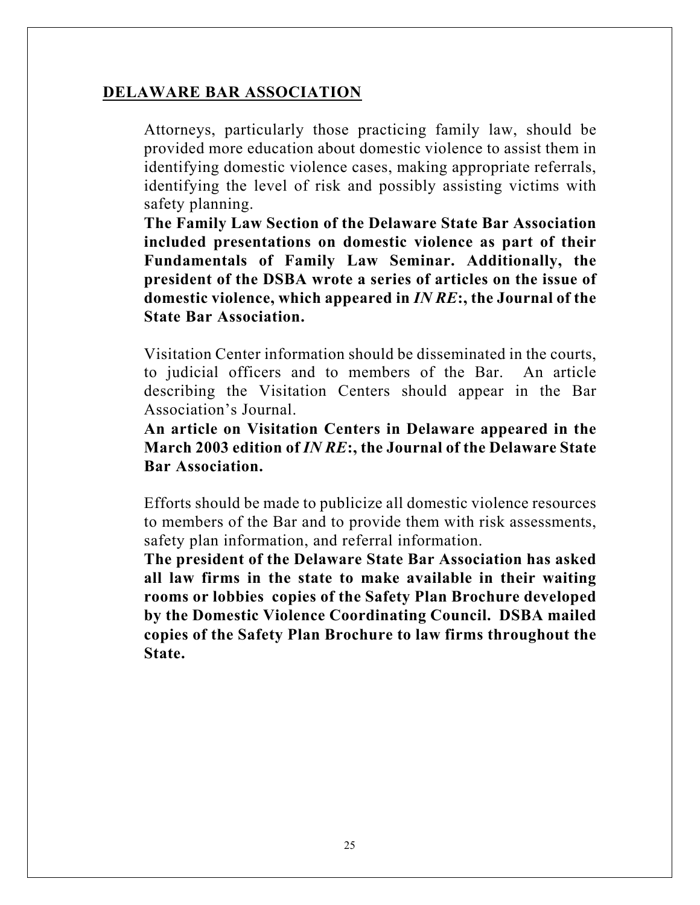## DELAWARE BAR ASSOCIATION

Attorneys, particularly those practicing family law, should be provided more education about domestic violence to assist them in identifying domestic violence cases, making appropriate referrals, identifying the level of risk and possibly assisting victims with safety planning.

**The Family Law Section of the Delaware State Bar Association included presentations on domestic violence as part of their Fundamentals of Family Law Seminar. Additionally, the president of the DSBA wrote a series of articles on the issue of domestic violence, which appeared in *IN RE*:, the Journal of the State Bar Association.**

Visitation Center information should be disseminated in the courts, to judicial officers and to members of the Bar. An article describing the Visitation Centers should appear in the Bar Association's Journal.

**An article on Visitation Centers in Delaware appeared in the March 2003 edition of *IN RE*:, the Journal of the Delaware State Bar Association.**

Efforts should be made to publicize all domestic violence resources to members of the Bar and to provide them with risk assessments, safety plan information, and referral information.

**The president of the Delaware State Bar Association has asked all law firms in the state to make available in their waiting rooms or lobbies copies of the Safety Plan Brochure developed by the Domestic Violence Coordinating Council. DSBA mailed copies of the Safety Plan Brochure to law firms throughout the State.**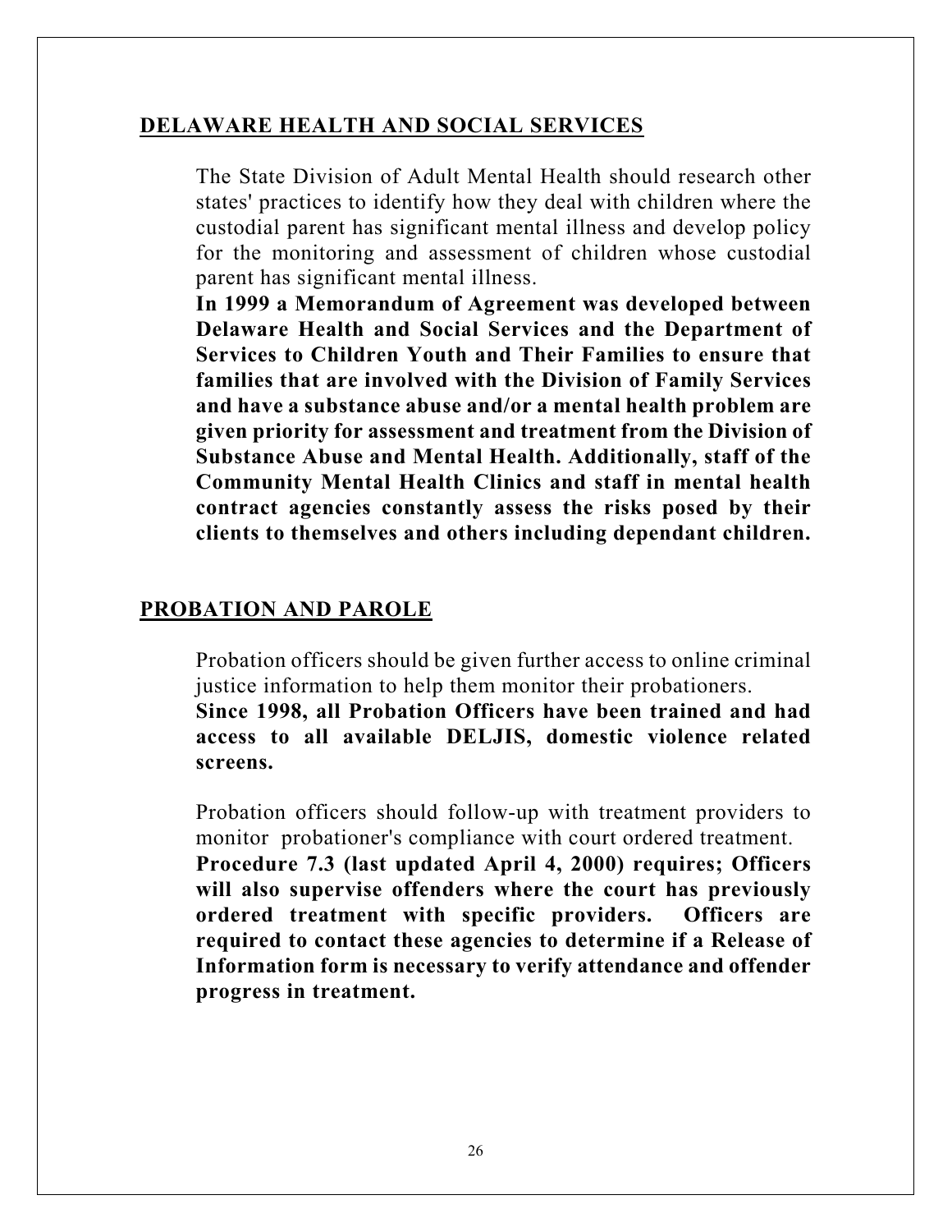## DELAWARE HEALTH AND SOCIAL SERVICES

The State Division of Adult Mental Health should research other states' practices to identify how they deal with children where the custodial parent has significant mental illness and develop policy for the monitoring and assessment of children whose custodial parent has significant mental illness.

**In 1999 a Memorandum of Agreement was developed between Delaware Health and Social Services and the Department of Services to Children Youth and Their Families to ensure that families that are involved with the Division of Family Services and have a substance abuse and/or a mental health problem are given priority for assessment and treatment from the Division of Substance Abuse and Mental Health. Additionally, staff of the Community Mental Health Clinics and staff in mental health contract agencies constantly assess the risks posed by their clients to themselves and others including dependant children.**

## PROBATION AND PAROLE

Probation officers should be given further access to online criminal justice information to help them monitor their probationers.

**Since 1998, all Probation Officers have been trained and had access to all available DELJIS, domestic violence related screens.**

Probation officers should follow-up with treatment providers to monitor probationer's compliance with court ordered treatment.

**Procedure 7.3 (last updated April 4, 2000) requires; Officers will also supervise offenders where the court has previously ordered treatment with specific providers. Officers are required to contact these agencies to determine if a Release of Information form is necessary to verify attendance and offender progress in treatment.**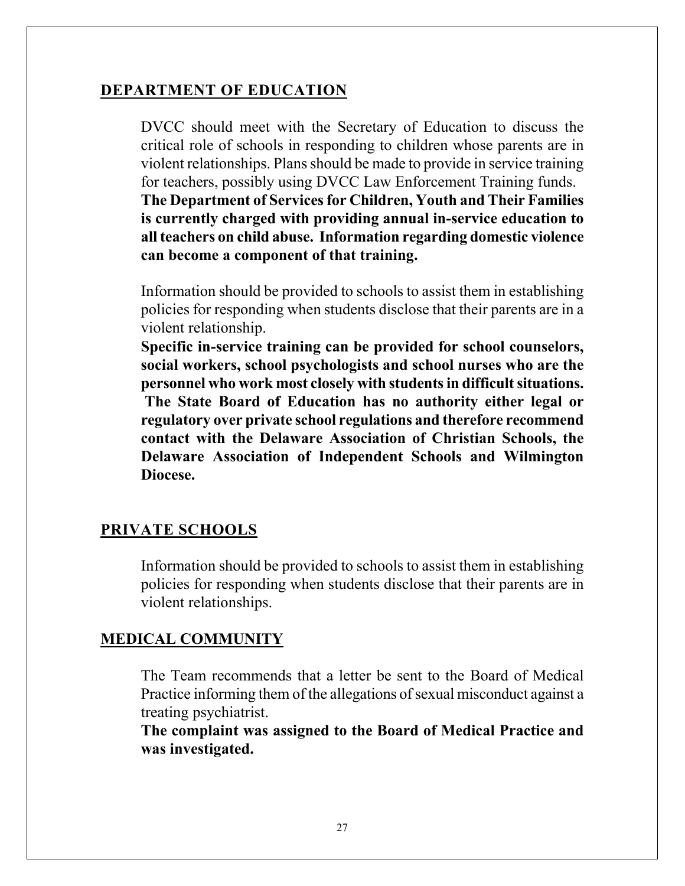## DEPARTMENT OF EDUCATION

DVCC should meet with the Secretary of Education to discuss the critical role of schools in responding to children whose parents are in violent relationships. Plans should be made to provide in service training for teachers, possibly using DVCC Law Enforcement Training funds.
**The Department of Services for Children, Youth and Their Families is currently charged with providing annual in-service education to all teachers on child abuse. Information regarding domestic violence can become a component of that training.**

Information should be provided to schools to assist them in establishing policies for responding when students disclose that their parents are in a violent relationship.
**Specific in-service training can be provided for school counselors, social workers, school psychologists and school nurses who are the personnel who work most closely with students in difficult situations. The State Board of Education has no authority either legal or regulatory over private school regulations and therefore recommend contact with the Delaware Association of Christian Schools, the Delaware Association of Independent Schools and Wilmington Diocese.**

## PRIVATE SCHOOLS

Information should be provided to schools to assist them in establishing policies for responding when students disclose that their parents are in violent relationships.

## MEDICAL COMMUNITY

The Team recommends that a letter be sent to the Board of Medical Practice informing them of the allegations of sexual misconduct against a treating psychiatrist.
**The complaint was assigned to the Board of Medical Practice and was investigated.**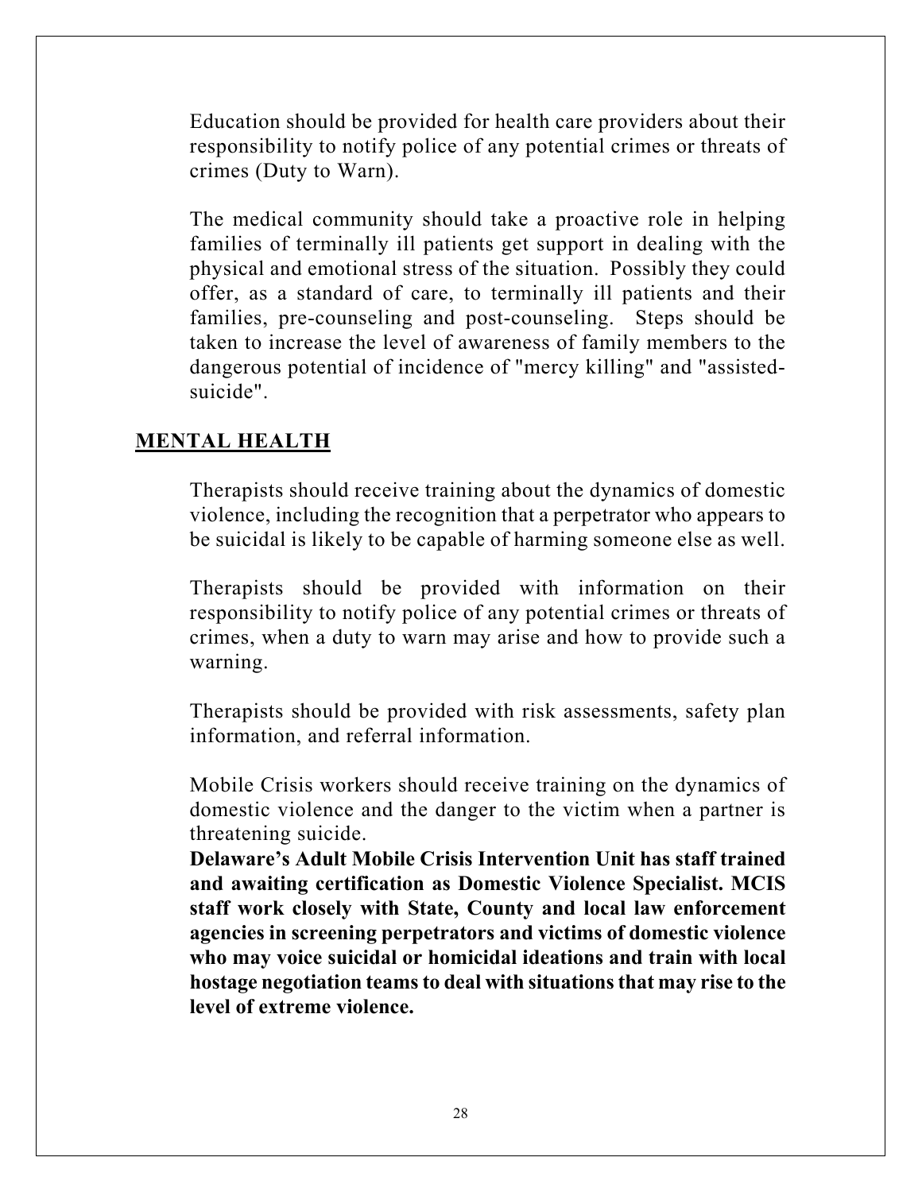Education should be provided for health care providers about their responsibility to notify police of any potential crimes or threats of crimes (Duty to Warn).

The medical community should take a proactive role in helping families of terminally ill patients get support in dealing with the physical and emotional stress of the situation. Possibly they could offer, as a standard of care, to terminally ill patients and their families, pre-counseling and post-counseling. Steps should be taken to increase the level of awareness of family members to the dangerous potential of incidence of "mercy killing" and "assisted-suicide".

## MENTAL HEALTH

Therapists should receive training about the dynamics of domestic violence, including the recognition that a perpetrator who appears to be suicidal is likely to be capable of harming someone else as well.

Therapists should be provided with information on their responsibility to notify police of any potential crimes or threats of crimes, when a duty to warn may arise and how to provide such a warning.

Therapists should be provided with risk assessments, safety plan information, and referral information.

Mobile Crisis workers should receive training on the dynamics of domestic violence and the danger to the victim when a partner is threatening suicide.
**Delaware's Adult Mobile Crisis Intervention Unit has staff trained and awaiting certification as Domestic Violence Specialist. MCIS staff work closely with State, County and local law enforcement agencies in screening perpetrators and victims of domestic violence who may voice suicidal or homicidal ideations and train with local hostage negotiation teams to deal with situations that may rise to the level of extreme violence.**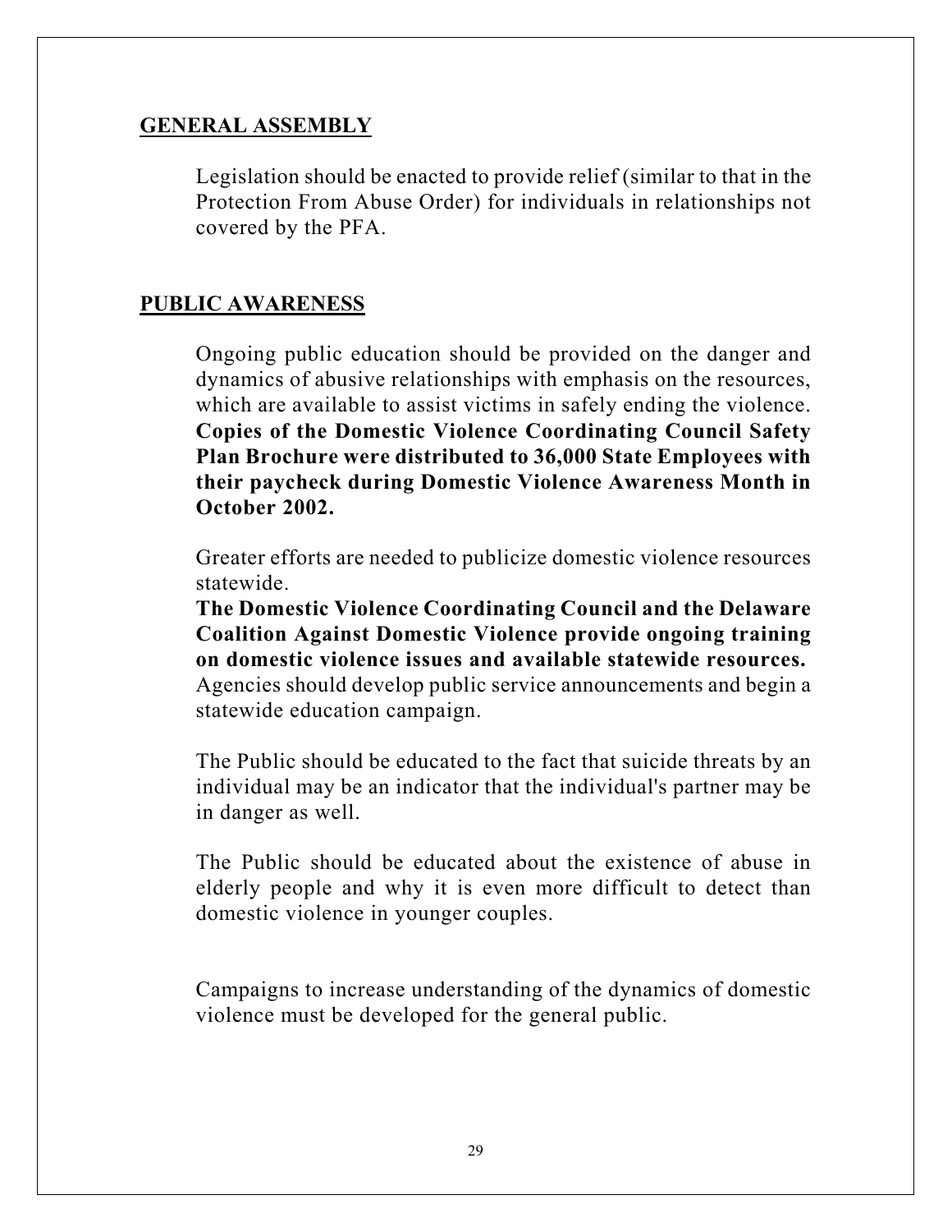## GENERAL ASSEMBLY

Legislation should be enacted to provide relief (similar to that in the Protection From Abuse Order) for individuals in relationships not covered by the PFA.

## PUBLIC AWARENESS

Ongoing public education should be provided on the danger and dynamics of abusive relationships with emphasis on the resources, which are available to assist victims in safely ending the violence. **Copies of the Domestic Violence Coordinating Council Safety Plan Brochure were distributed to 36,000 State Employees with their paycheck during Domestic Violence Awareness Month in October 2002.**

Greater efforts are needed to publicize domestic violence resources statewide.
**The Domestic Violence Coordinating Council and the Delaware Coalition Against Domestic Violence provide ongoing training on domestic violence issues and available statewide resources.** Agencies should develop public service announcements and begin a statewide education campaign.

The Public should be educated to the fact that suicide threats by an individual may be an indicator that the individual's partner may be in danger as well.

The Public should be educated about the existence of abuse in elderly people and why it is even more difficult to detect than domestic violence in younger couples.

Campaigns to increase understanding of the dynamics of domestic violence must be developed for the general public.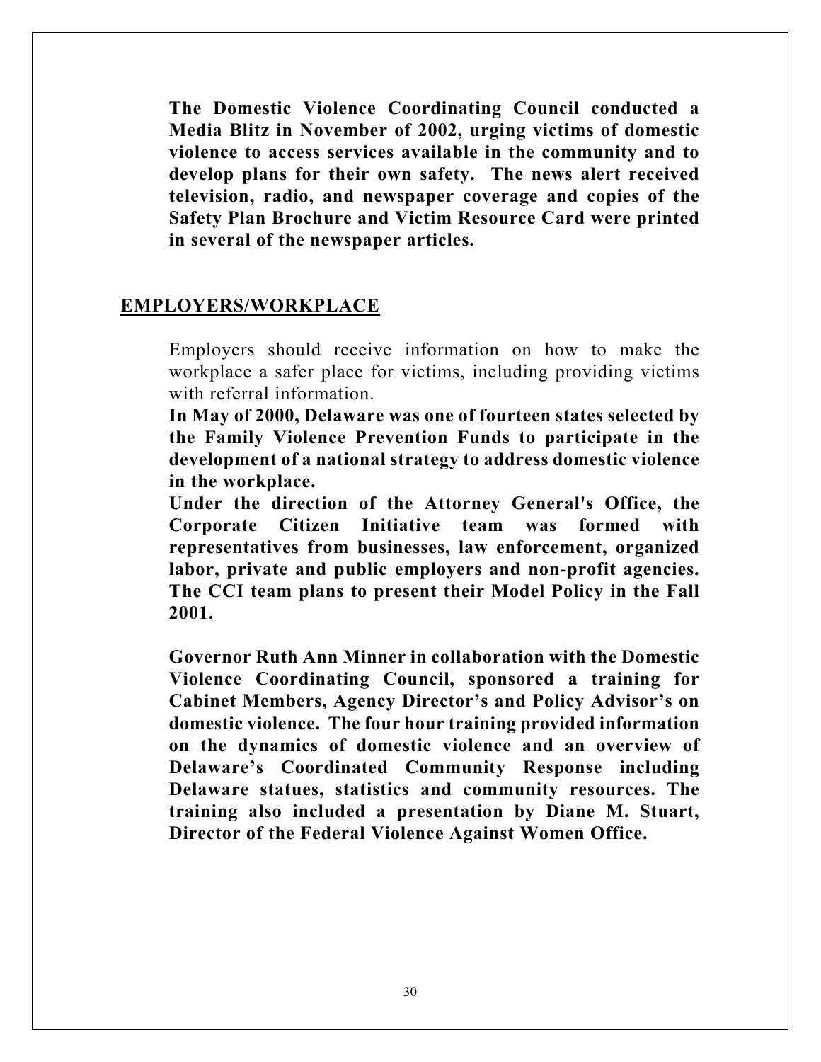**The Domestic Violence Coordinating Council conducted a Media Blitz in November of 2002, urging victims of domestic violence to access services available in the community and to develop plans for their own safety. The news alert received television, radio, and newspaper coverage and copies of the Safety Plan Brochure and Victim Resource Card were printed in several of the newspaper articles.**

## EMPLOYERS/WORKPLACE

Employers should receive information on how to make the workplace a safer place for victims, including providing victims with referral information.

**In May of 2000, Delaware was one of fourteen states selected by the Family Violence Prevention Funds to participate in the development of a national strategy to address domestic violence in the workplace.**

**Under the direction of the Attorney General's Office, the Corporate Citizen Initiative team was formed with representatives from businesses, law enforcement, organized labor, private and public employers and non-profit agencies. The CCI team plans to present their Model Policy in the Fall 2001.**

**Governor Ruth Ann Minner in collaboration with the Domestic Violence Coordinating Council, sponsored a training for Cabinet Members, Agency Director's and Policy Advisor's on domestic violence. The four hour training provided information on the dynamics of domestic violence and an overview of Delaware's Coordinated Community Response including Delaware statues, statistics and community resources. The training also included a presentation by Diane M. Stuart, Director of the Federal Violence Against Women Office.**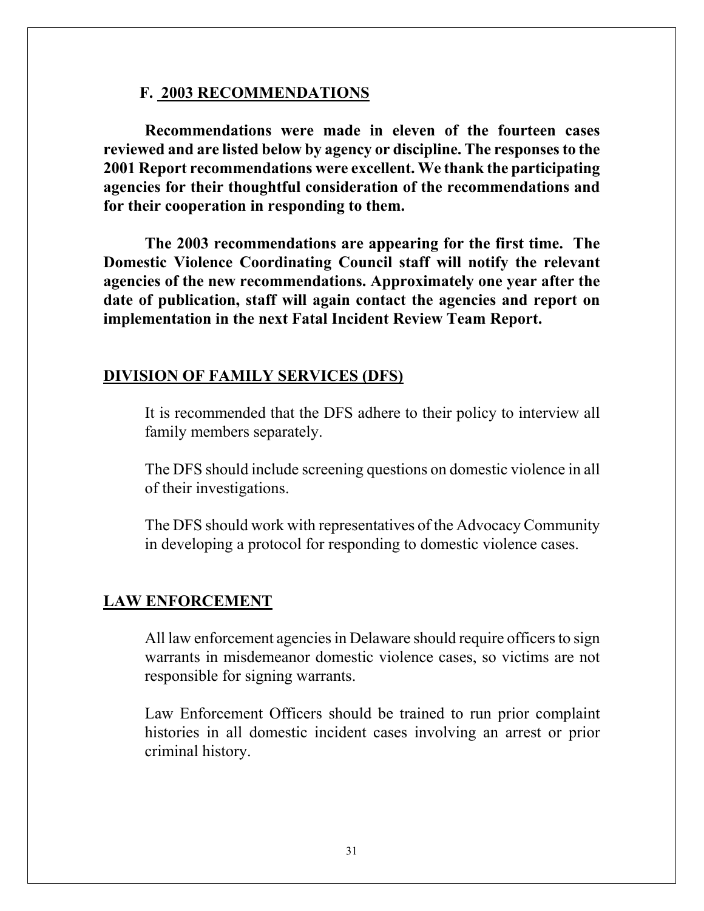## F. 2003 RECOMMENDATIONS

**Recommendations were made in eleven of the fourteen cases reviewed and are listed below by agency or discipline. The responses to the 2001 Report recommendations were excellent. We thank the participating agencies for their thoughtful consideration of the recommendations and for their cooperation in responding to them.**

**The 2003 recommendations are appearing for the first time. The Domestic Violence Coordinating Council staff will notify the relevant agencies of the new recommendations. Approximately one year after the date of publication, staff will again contact the agencies and report on implementation in the next Fatal Incident Review Team Report.**

### DIVISION OF FAMILY SERVICES (DFS)

It is recommended that the DFS adhere to their policy to interview all family members separately.

The DFS should include screening questions on domestic violence in all of their investigations.

The DFS should work with representatives of the Advocacy Community in developing a protocol for responding to domestic violence cases.

### LAW ENFORCEMENT

All law enforcement agencies in Delaware should require officers to sign warrants in misdemeanor domestic violence cases, so victims are not responsible for signing warrants.

Law Enforcement Officers should be trained to run prior complaint histories in all domestic incident cases involving an arrest or prior criminal history.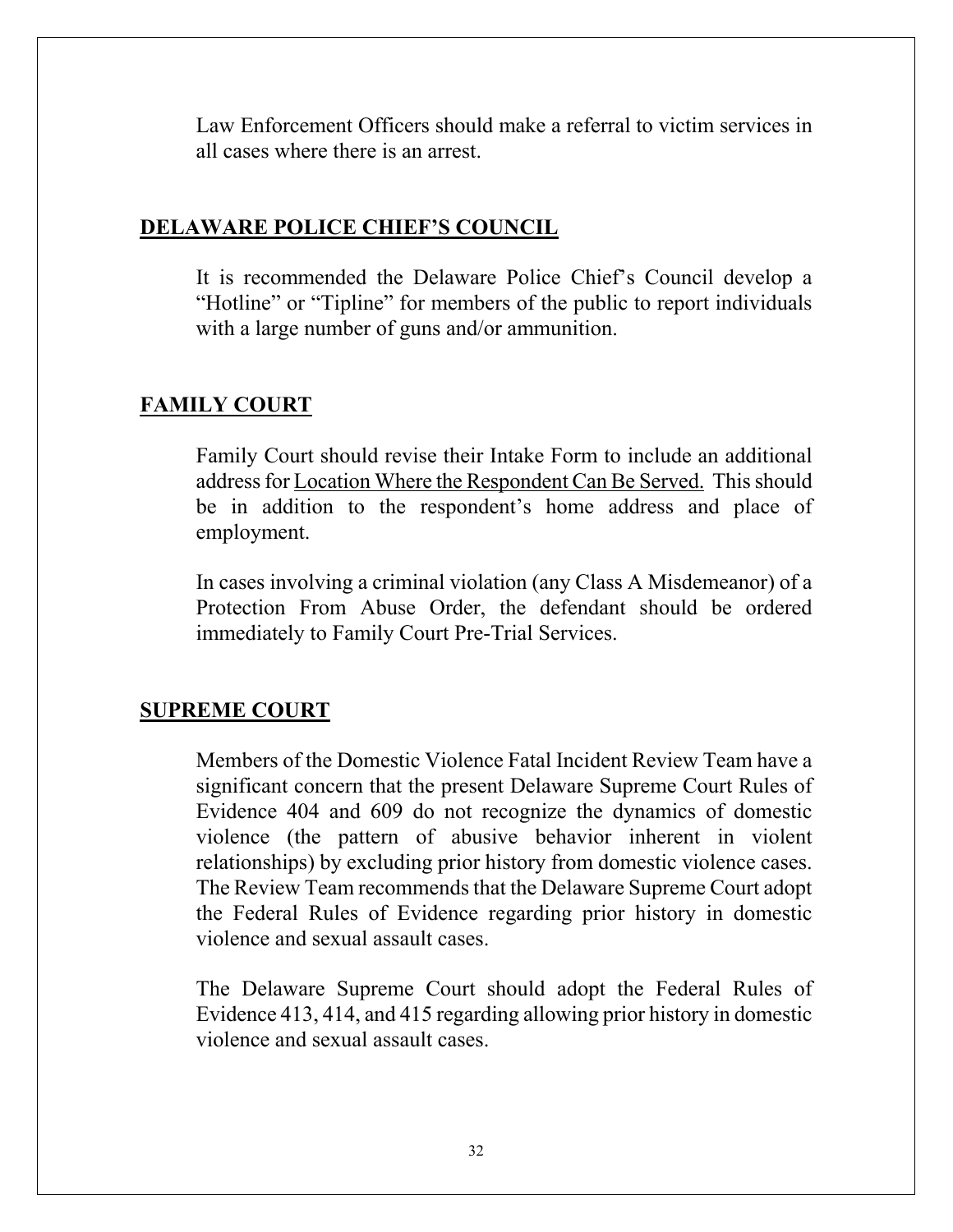Law Enforcement Officers should make a referral to victim services in all cases where there is an arrest.

## DELAWARE POLICE CHIEF'S COUNCIL

It is recommended the Delaware Police Chief's Council develop a "Hotline" or "Tipline" for members of the public to report individuals with a large number of guns and/or ammunition.

## FAMILY COURT

Family Court should revise their Intake Form to include an additional address for Location Where the Respondent Can Be Served. This should be in addition to the respondent's home address and place of employment.

In cases involving a criminal violation (any Class A Misdemeanor) of a Protection From Abuse Order, the defendant should be ordered immediately to Family Court Pre-Trial Services.

## SUPREME COURT

Members of the Domestic Violence Fatal Incident Review Team have a significant concern that the present Delaware Supreme Court Rules of Evidence 404 and 609 do not recognize the dynamics of domestic violence (the pattern of abusive behavior inherent in violent relationships) by excluding prior history from domestic violence cases. The Review Team recommends that the Delaware Supreme Court adopt the Federal Rules of Evidence regarding prior history in domestic violence and sexual assault cases.

The Delaware Supreme Court should adopt the Federal Rules of Evidence 413, 414, and 415 regarding allowing prior history in domestic violence and sexual assault cases.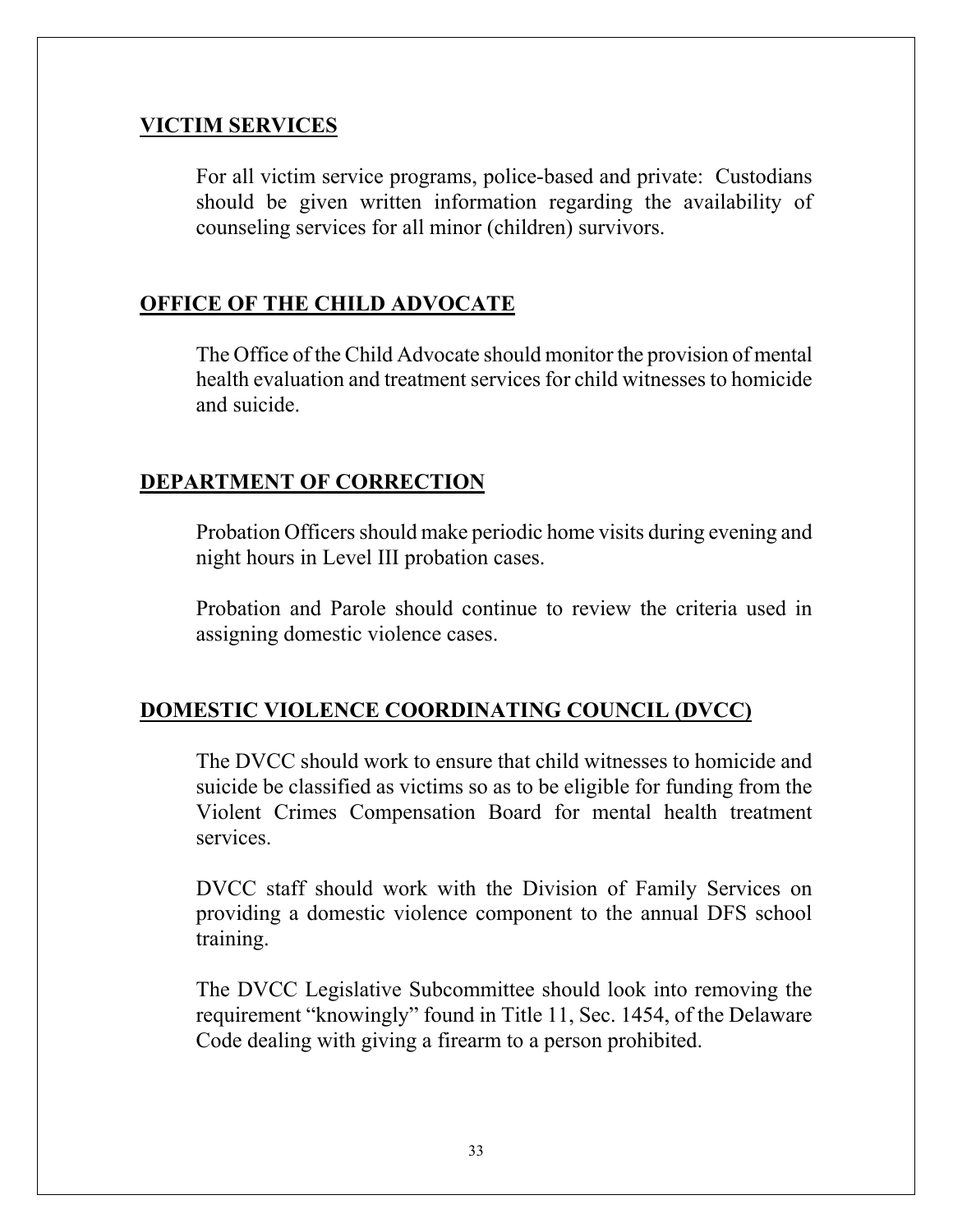## VICTIM SERVICES

For all victim service programs, police-based and private: Custodians should be given written information regarding the availability of counseling services for all minor (children) survivors.

## OFFICE OF THE CHILD ADVOCATE

The Office of the Child Advocate should monitor the provision of mental health evaluation and treatment services for child witnesses to homicide and suicide.

## DEPARTMENT OF CORRECTION

Probation Officers should make periodic home visits during evening and night hours in Level III probation cases.

Probation and Parole should continue to review the criteria used in assigning domestic violence cases.

## DOMESTIC VIOLENCE COORDINATING COUNCIL (DVCC)

The DVCC should work to ensure that child witnesses to homicide and suicide be classified as victims so as to be eligible for funding from the Violent Crimes Compensation Board for mental health treatment services.

DVCC staff should work with the Division of Family Services on providing a domestic violence component to the annual DFS school training.

The DVCC Legislative Subcommittee should look into removing the requirement "knowingly" found in Title 11, Sec. 1454, of the Delaware Code dealing with giving a firearm to a person prohibited.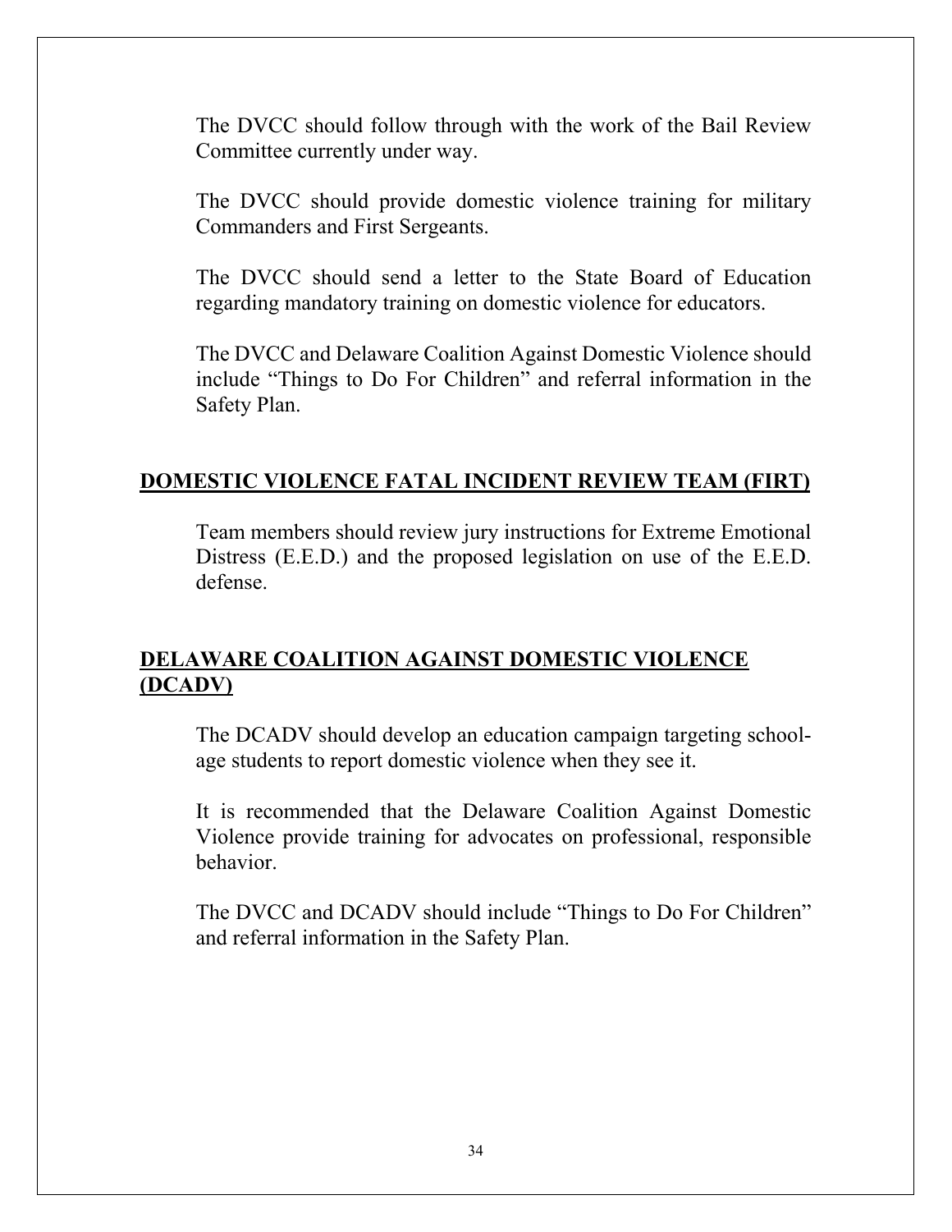The DVCC should follow through with the work of the Bail Review Committee currently under way.

The DVCC should provide domestic violence training for military Commanders and First Sergeants.

The DVCC should send a letter to the State Board of Education regarding mandatory training on domestic violence for educators.

The DVCC and Delaware Coalition Against Domestic Violence should include "Things to Do For Children" and referral information in the Safety Plan.

## DOMESTIC VIOLENCE FATAL INCIDENT REVIEW TEAM (FIRT)

Team members should review jury instructions for Extreme Emotional Distress (E.E.D.) and the proposed legislation on use of the E.E.D. defense.

## DELAWARE COALITION AGAINST DOMESTIC VIOLENCE (DCADV)

The DCADV should develop an education campaign targeting school-age students to report domestic violence when they see it.

It is recommended that the Delaware Coalition Against Domestic Violence provide training for advocates on professional, responsible behavior.

The DVCC and DCADV should include "Things to Do For Children" and referral information in the Safety Plan.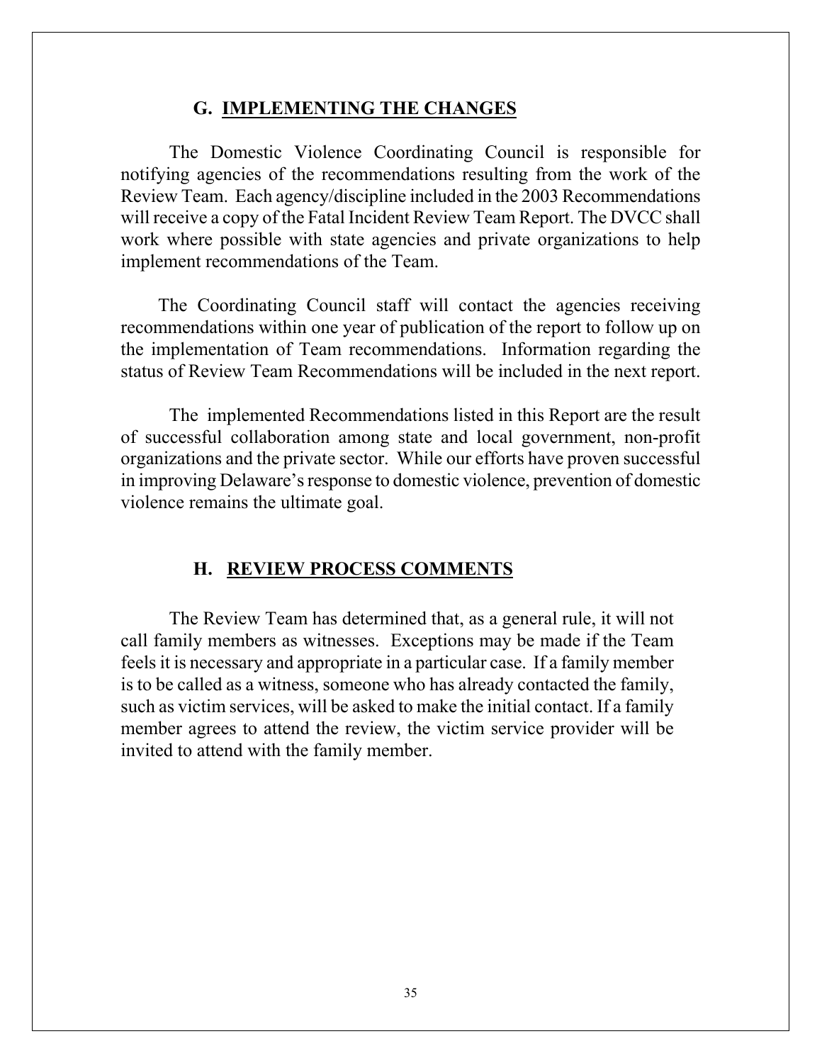## G. IMPLEMENTING THE CHANGES

The Domestic Violence Coordinating Council is responsible for notifying agencies of the recommendations resulting from the work of the Review Team. Each agency/discipline included in the 2003 Recommendations will receive a copy of the Fatal Incident Review Team Report. The DVCC shall work where possible with state agencies and private organizations to help implement recommendations of the Team.

The Coordinating Council staff will contact the agencies receiving recommendations within one year of publication of the report to follow up on the implementation of Team recommendations. Information regarding the status of Review Team Recommendations will be included in the next report.

The implemented Recommendations listed in this Report are the result of successful collaboration among state and local government, non-profit organizations and the private sector. While our efforts have proven successful in improving Delaware's response to domestic violence, prevention of domestic violence remains the ultimate goal.

## H. REVIEW PROCESS COMMENTS

The Review Team has determined that, as a general rule, it will not call family members as witnesses. Exceptions may be made if the Team feels it is necessary and appropriate in a particular case. If a family member is to be called as a witness, someone who has already contacted the family, such as victim services, will be asked to make the initial contact. If a family member agrees to attend the review, the victim service provider will be invited to attend with the family member.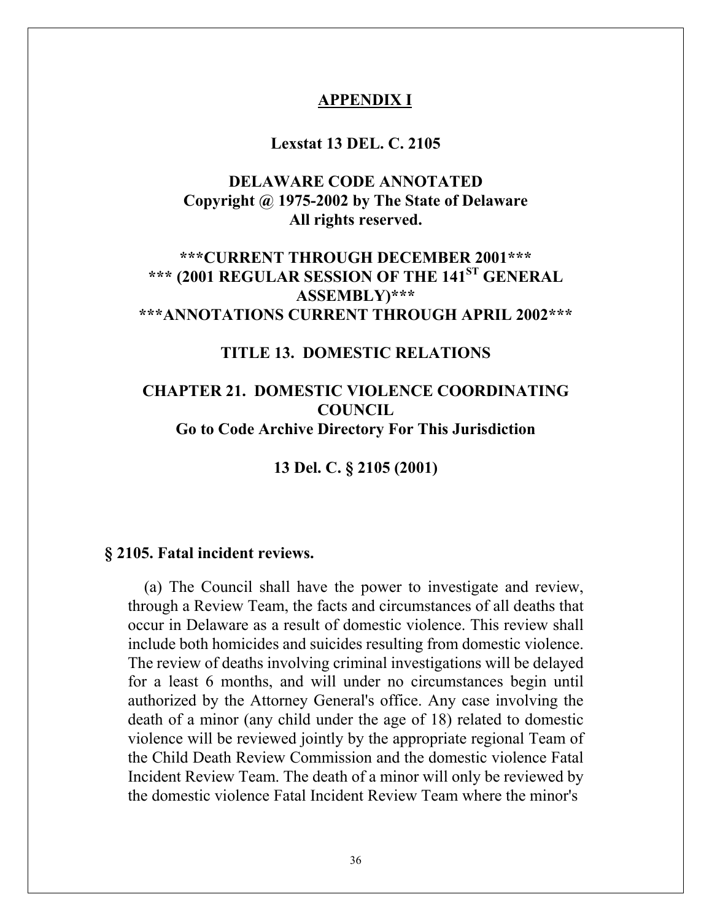# APPENDIX I

## Lexstat 13 DEL. C. 2105

## DELAWARE CODE ANNOTATED
**Copyright @ 1975-2002 by The State of Delaware**
**All rights reserved.**

**\*\*\*CURRENT THROUGH DECEMBER 2001\*\*\***
**\*\*\* (2001 REGULAR SESSION OF THE 141ST GENERAL ASSEMBLY)\*\*\***
**\*\*\*ANNOTATIONS CURRENT THROUGH APRIL 2002\*\*\***

## TITLE 13. DOMESTIC RELATIONS

## CHAPTER 21. DOMESTIC VIOLENCE COORDINATING COUNCIL
**Go to Code Archive Directory For This Jurisdiction**

**13 Del. C. § 2105 (2001)**

### § 2105. Fatal incident reviews.

(a) The Council shall have the power to investigate and review, through a Review Team, the facts and circumstances of all deaths that occur in Delaware as a result of domestic violence. This review shall include both homicides and suicides resulting from domestic violence. The review of deaths involving criminal investigations will be delayed for a least 6 months, and will under no circumstances begin until authorized by the Attorney General's office. Any case involving the death of a minor (any child under the age of 18) related to domestic violence will be reviewed jointly by the appropriate regional Team of the Child Death Review Commission and the domestic violence Fatal Incident Review Team. The death of a minor will only be reviewed by the domestic violence Fatal Incident Review Team where the minor's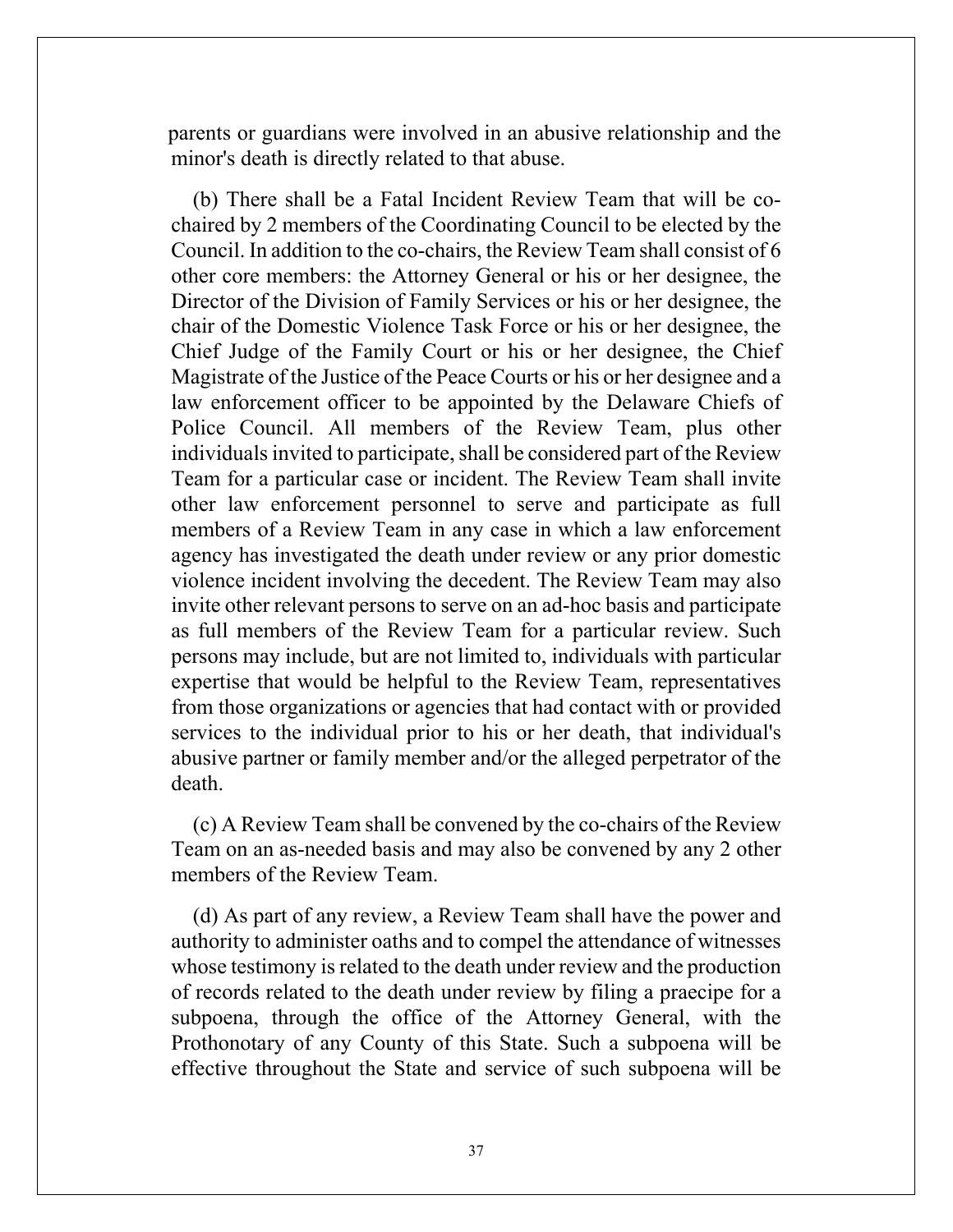parents or guardians were involved in an abusive relationship and the minor's death is directly related to that abuse.

(b) There shall be a Fatal Incident Review Team that will be co-chaired by 2 members of the Coordinating Council to be elected by the Council. In addition to the co-chairs, the Review Team shall consist of 6 other core members: the Attorney General or his or her designee, the Director of the Division of Family Services or his or her designee, the chair of the Domestic Violence Task Force or his or her designee, the Chief Judge of the Family Court or his or her designee, the Chief Magistrate of the Justice of the Peace Courts or his or her designee and a law enforcement officer to be appointed by the Delaware Chiefs of Police Council. All members of the Review Team, plus other individuals invited to participate, shall be considered part of the Review Team for a particular case or incident. The Review Team shall invite other law enforcement personnel to serve and participate as full members of a Review Team in any case in which a law enforcement agency has investigated the death under review or any prior domestic violence incident involving the decedent. The Review Team may also invite other relevant persons to serve on an ad-hoc basis and participate as full members of the Review Team for a particular review. Such persons may include, but are not limited to, individuals with particular expertise that would be helpful to the Review Team, representatives from those organizations or agencies that had contact with or provided services to the individual prior to his or her death, that individual's abusive partner or family member and/or the alleged perpetrator of the death.

(c) A Review Team shall be convened by the co-chairs of the Review Team on an as-needed basis and may also be convened by any 2 other members of the Review Team.

(d) As part of any review, a Review Team shall have the power and authority to administer oaths and to compel the attendance of witnesses whose testimony is related to the death under review and the production of records related to the death under review by filing a praecipe for a subpoena, through the office of the Attorney General, with the Prothonotary of any County of this State. Such a subpoena will be effective throughout the State and service of such subpoena will be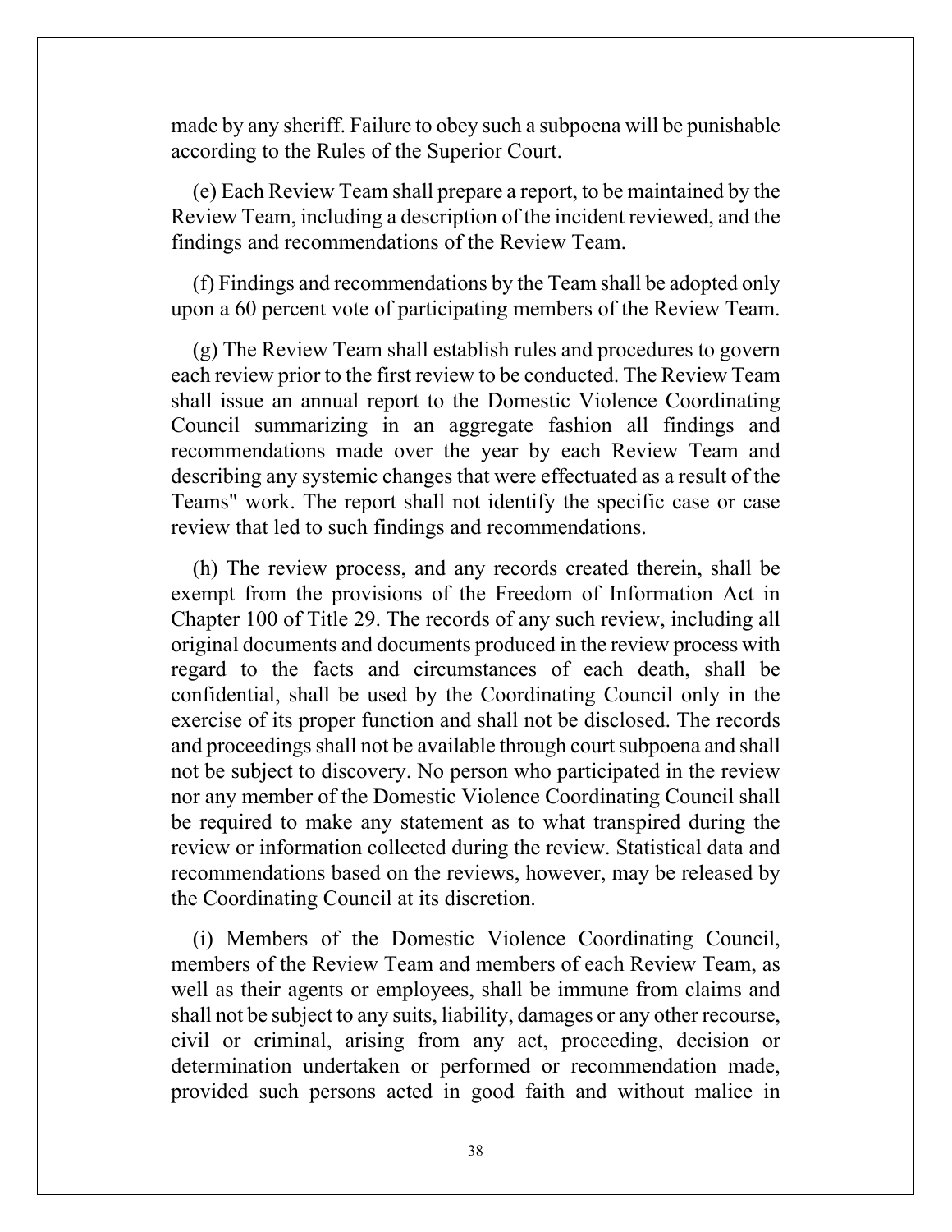made by any sheriff. Failure to obey such a subpoena will be punishable according to the Rules of the Superior Court.

(e) Each Review Team shall prepare a report, to be maintained by the Review Team, including a description of the incident reviewed, and the findings and recommendations of the Review Team.

(f) Findings and recommendations by the Team shall be adopted only upon a 60 percent vote of participating members of the Review Team.

(g) The Review Team shall establish rules and procedures to govern each review prior to the first review to be conducted. The Review Team shall issue an annual report to the Domestic Violence Coordinating Council summarizing in an aggregate fashion all findings and recommendations made over the year by each Review Team and describing any systemic changes that were effectuated as a result of the Teams" work. The report shall not identify the specific case or case review that led to such findings and recommendations.

(h) The review process, and any records created therein, shall be exempt from the provisions of the Freedom of Information Act in Chapter 100 of Title 29. The records of any such review, including all original documents and documents produced in the review process with regard to the facts and circumstances of each death, shall be confidential, shall be used by the Coordinating Council only in the exercise of its proper function and shall not be disclosed. The records and proceedings shall not be available through court subpoena and shall not be subject to discovery. No person who participated in the review nor any member of the Domestic Violence Coordinating Council shall be required to make any statement as to what transpired during the review or information collected during the review. Statistical data and recommendations based on the reviews, however, may be released by the Coordinating Council at its discretion.

(i) Members of the Domestic Violence Coordinating Council, members of the Review Team and members of each Review Team, as well as their agents or employees, shall be immune from claims and shall not be subject to any suits, liability, damages or any other recourse, civil or criminal, arising from any act, proceeding, decision or determination undertaken or performed or recommendation made, provided such persons acted in good faith and without malice in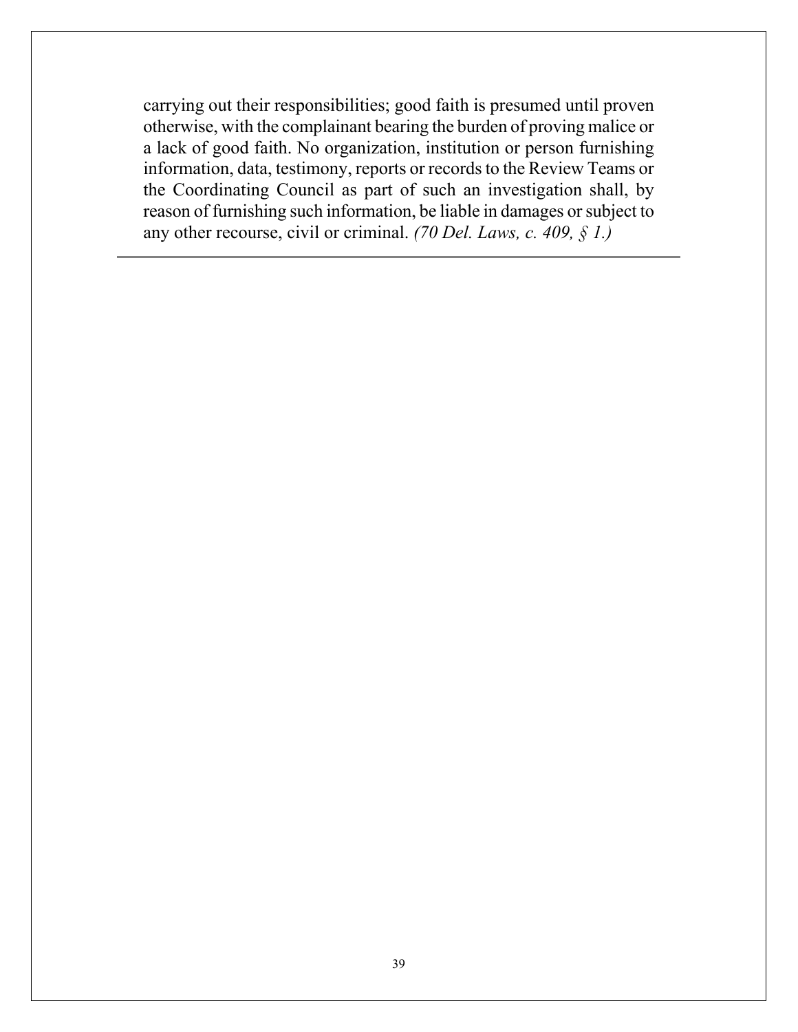carrying out their responsibilities; good faith is presumed until proven otherwise, with the complainant bearing the burden of proving malice or a lack of good faith. No organization, institution or person furnishing information, data, testimony, reports or records to the Review Teams or the Coordinating Council as part of such an investigation shall, by reason of furnishing such information, be liable in damages or subject to any other recourse, civil or criminal. *(70 Del. Laws, c. 409, § 1.)*

---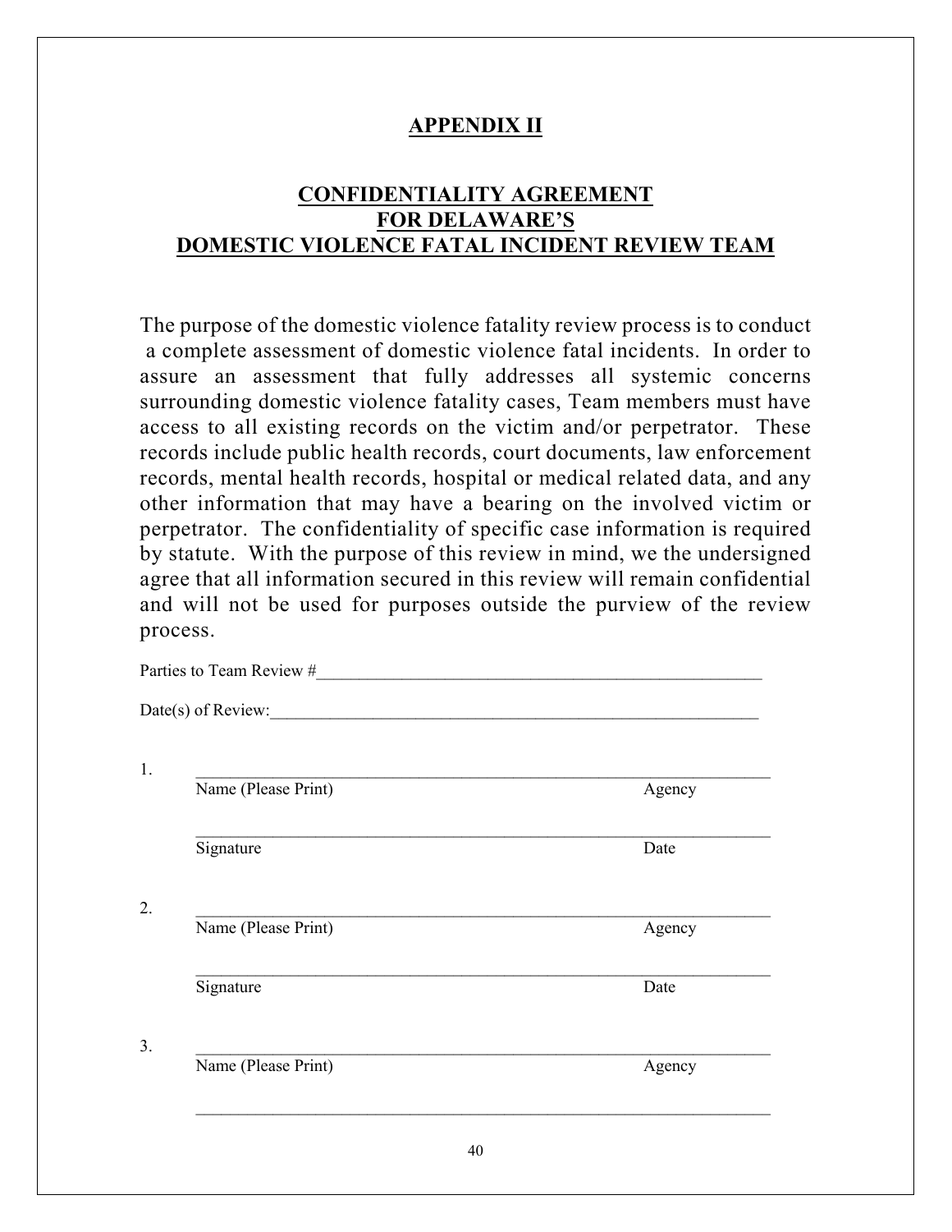## APPENDIX II

## CONFIDENTIALITY AGREEMENT FOR DELAWARE'S DOMESTIC VIOLENCE FATAL INCIDENT REVIEW TEAM

The purpose of the domestic violence fatality review process is to conduct a complete assessment of domestic violence fatal incidents. In order to assure an assessment that fully addresses all systemic concerns surrounding domestic violence fatality cases, Team members must have access to all existing records on the victim and/or perpetrator. These records include public health records, court documents, law enforcement records, mental health records, hospital or medical related data, and any other information that may have a bearing on the involved victim or perpetrator. The confidentiality of specific case information is required by statute. With the purpose of this review in mind, we the undersigned agree that all information secured in this review will remain confidential and will not be used for purposes outside the purview of the review process.

Parties to Team Review #\_\_\_\_\_\_\_\_\_\_\_\_\_\_\_\_\_\_\_\_\_\_\_\_\_\_\_\_\_\_\_\_\_\_\_\_\_\_\_\_\_\_\_\_\_\_\_\_\_\_

Date(s) of Review:\_\_\_\_\_\_\_\_\_\_\_\_\_\_\_\_\_\_\_\_\_\_\_\_\_\_\_\_\_\_\_\_\_\_\_\_\_\_\_\_\_\_\_\_\_\_\_\_\_\_\_\_\_\_

1. \_\_\_\_\_\_\_\_\_\_\_\_\_\_\_\_\_\_\_\_\_\_\_\_\_\_\_\_\_\_\_\_\_\_\_\_\_\_\_\_\_\_\_\_\_\_\_\_\_\_\_\_\_\_\_\_\_\_\_\_
   Name (Please Print) Agency

   \_\_\_\_\_\_\_\_\_\_\_\_\_\_\_\_\_\_\_\_\_\_\_\_\_\_\_\_\_\_\_\_\_\_\_\_\_\_\_\_\_\_\_\_\_\_\_\_\_\_\_\_\_\_\_\_\_\_\_\_
   Signature Date

2. \_\_\_\_\_\_\_\_\_\_\_\_\_\_\_\_\_\_\_\_\_\_\_\_\_\_\_\_\_\_\_\_\_\_\_\_\_\_\_\_\_\_\_\_\_\_\_\_\_\_\_\_\_\_\_\_\_\_\_\_
   Name (Please Print) Agency

   \_\_\_\_\_\_\_\_\_\_\_\_\_\_\_\_\_\_\_\_\_\_\_\_\_\_\_\_\_\_\_\_\_\_\_\_\_\_\_\_\_\_\_\_\_\_\_\_\_\_\_\_\_\_\_\_\_\_\_\_
   Signature Date

3. \_\_\_\_\_\_\_\_\_\_\_\_\_\_\_\_\_\_\_\_\_\_\_\_\_\_\_\_\_\_\_\_\_\_\_\_\_\_\_\_\_\_\_\_\_\_\_\_\_\_\_\_\_\_\_\_\_\_\_\_
   Name (Please Print) Agency

   \_\_\_\_\_\_\_\_\_\_\_\_\_\_\_\_\_\_\_\_\_\_\_\_\_\_\_\_\_\_\_\_\_\_\_\_\_\_\_\_\_\_\_\_\_\_\_\_\_\_\_\_\_\_\_\_\_\_\_\_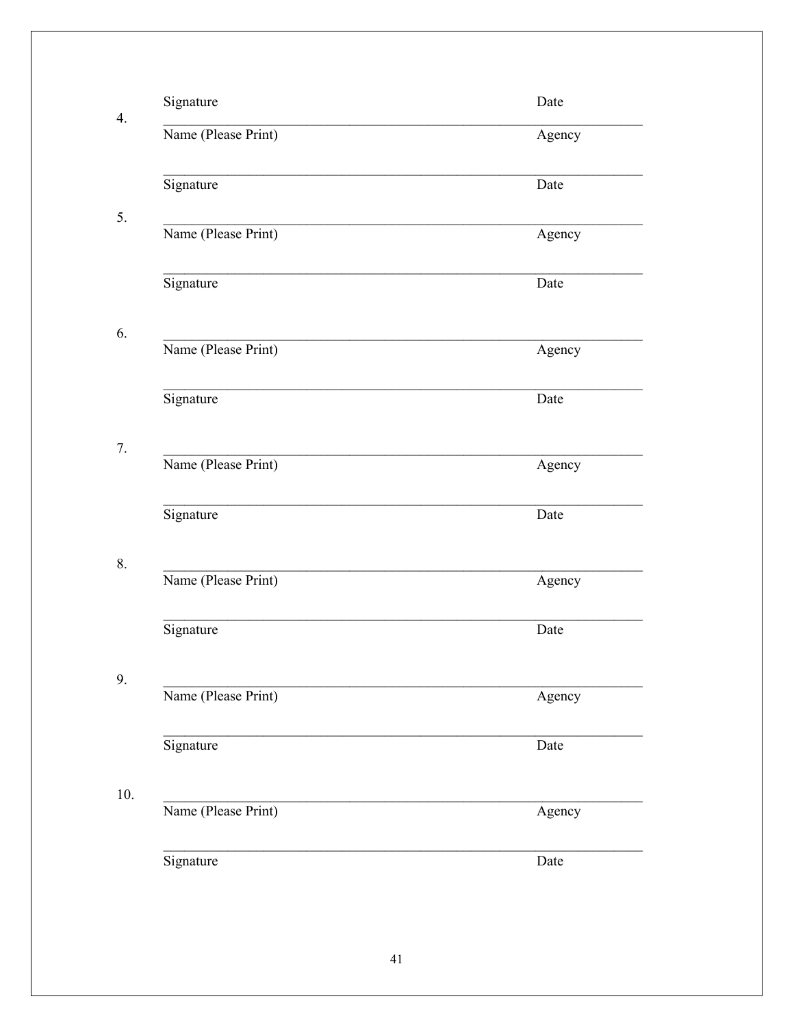Signature Date

4\.

\_\_\_\_\_\_\_\_\_\_\_\_\_\_\_\_\_\_\_\_\_\_\_\_\_\_\_\_\_\_\_\_\_\_\_\_\_\_\_\_\_\_\_\_\_\_\_\_\_\_\_\_\_\_\_\_\_\_\_\_\_\_\_\_

Name (Please Print) Agency

\_\_\_\_\_\_\_\_\_\_\_\_\_\_\_\_\_\_\_\_\_\_\_\_\_\_\_\_\_\_\_\_\_\_\_\_\_\_\_\_\_\_\_\_\_\_\_\_\_\_\_\_\_\_\_\_\_\_\_\_\_\_\_\_

Signature Date

5\.

\_\_\_\_\_\_\_\_\_\_\_\_\_\_\_\_\_\_\_\_\_\_\_\_\_\_\_\_\_\_\_\_\_\_\_\_\_\_\_\_\_\_\_\_\_\_\_\_\_\_\_\_\_\_\_\_\_\_\_\_\_\_\_\_

Name (Please Print) Agency

\_\_\_\_\_\_\_\_\_\_\_\_\_\_\_\_\_\_\_\_\_\_\_\_\_\_\_\_\_\_\_\_\_\_\_\_\_\_\_\_\_\_\_\_\_\_\_\_\_\_\_\_\_\_\_\_\_\_\_\_\_\_\_\_

Signature Date

6\.

\_\_\_\_\_\_\_\_\_\_\_\_\_\_\_\_\_\_\_\_\_\_\_\_\_\_\_\_\_\_\_\_\_\_\_\_\_\_\_\_\_\_\_\_\_\_\_\_\_\_\_\_\_\_\_\_\_\_\_\_\_\_\_\_

Name (Please Print) Agency

\_\_\_\_\_\_\_\_\_\_\_\_\_\_\_\_\_\_\_\_\_\_\_\_\_\_\_\_\_\_\_\_\_\_\_\_\_\_\_\_\_\_\_\_\_\_\_\_\_\_\_\_\_\_\_\_\_\_\_\_\_\_\_\_

Signature Date

7\.

\_\_\_\_\_\_\_\_\_\_\_\_\_\_\_\_\_\_\_\_\_\_\_\_\_\_\_\_\_\_\_\_\_\_\_\_\_\_\_\_\_\_\_\_\_\_\_\_\_\_\_\_\_\_\_\_\_\_\_\_\_\_\_\_

Name (Please Print) Agency

\_\_\_\_\_\_\_\_\_\_\_\_\_\_\_\_\_\_\_\_\_\_\_\_\_\_\_\_\_\_\_\_\_\_\_\_\_\_\_\_\_\_\_\_\_\_\_\_\_\_\_\_\_\_\_\_\_\_\_\_\_\_\_\_

Signature Date

8\.

\_\_\_\_\_\_\_\_\_\_\_\_\_\_\_\_\_\_\_\_\_\_\_\_\_\_\_\_\_\_\_\_\_\_\_\_\_\_\_\_\_\_\_\_\_\_\_\_\_\_\_\_\_\_\_\_\_\_\_\_\_\_\_\_

Name (Please Print) Agency

\_\_\_\_\_\_\_\_\_\_\_\_\_\_\_\_\_\_\_\_\_\_\_\_\_\_\_\_\_\_\_\_\_\_\_\_\_\_\_\_\_\_\_\_\_\_\_\_\_\_\_\_\_\_\_\_\_\_\_\_\_\_\_\_

Signature Date

9\.

\_\_\_\_\_\_\_\_\_\_\_\_\_\_\_\_\_\_\_\_\_\_\_\_\_\_\_\_\_\_\_\_\_\_\_\_\_\_\_\_\_\_\_\_\_\_\_\_\_\_\_\_\_\_\_\_\_\_\_\_\_\_\_\_

Name (Please Print) Agency

\_\_\_\_\_\_\_\_\_\_\_\_\_\_\_\_\_\_\_\_\_\_\_\_\_\_\_\_\_\_\_\_\_\_\_\_\_\_\_\_\_\_\_\_\_\_\_\_\_\_\_\_\_\_\_\_\_\_\_\_\_\_\_\_

Signature Date

10\.

\_\_\_\_\_\_\_\_\_\_\_\_\_\_\_\_\_\_\_\_\_\_\_\_\_\_\_\_\_\_\_\_\_\_\_\_\_\_\_\_\_\_\_\_\_\_\_\_\_\_\_\_\_\_\_\_\_\_\_\_\_\_\_\_

Name (Please Print) Agency

\_\_\_\_\_\_\_\_\_\_\_\_\_\_\_\_\_\_\_\_\_\_\_\_\_\_\_\_\_\_\_\_\_\_\_\_\_\_\_\_\_\_\_\_\_\_\_\_\_\_\_\_\_\_\_\_\_\_\_\_\_\_\_\_

Signature Date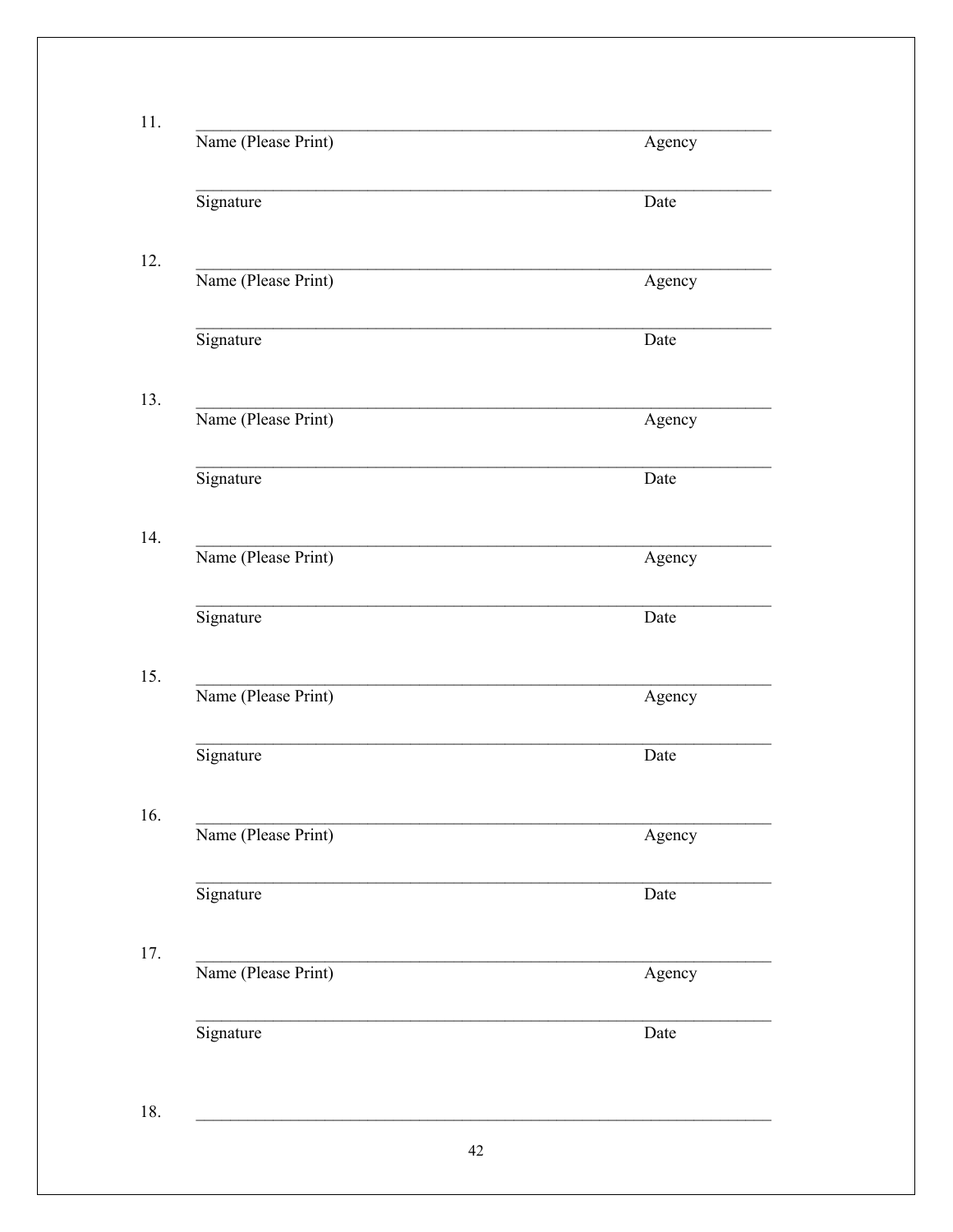11. \_\_\_\_\_\_\_\_\_\_\_\_\_\_\_\_\_\_\_\_\_\_\_\_\_\_\_\_\_\_\_\_\_\_\_\_\_\_\_\_\_\_\_\_\_\_\_\_\_\_\_\_\_\_\_\_\_\_\_\_

Name (Please Print) Agency

\_\_\_\_\_\_\_\_\_\_\_\_\_\_\_\_\_\_\_\_\_\_\_\_\_\_\_\_\_\_\_\_\_\_\_\_\_\_\_\_\_\_\_\_\_\_\_\_\_\_\_\_\_\_\_\_\_\_\_\_

Signature Date

12. \_\_\_\_\_\_\_\_\_\_\_\_\_\_\_\_\_\_\_\_\_\_\_\_\_\_\_\_\_\_\_\_\_\_\_\_\_\_\_\_\_\_\_\_\_\_\_\_\_\_\_\_\_\_\_\_\_\_\_\_

Name (Please Print) Agency

\_\_\_\_\_\_\_\_\_\_\_\_\_\_\_\_\_\_\_\_\_\_\_\_\_\_\_\_\_\_\_\_\_\_\_\_\_\_\_\_\_\_\_\_\_\_\_\_\_\_\_\_\_\_\_\_\_\_\_\_

Signature Date

13. \_\_\_\_\_\_\_\_\_\_\_\_\_\_\_\_\_\_\_\_\_\_\_\_\_\_\_\_\_\_\_\_\_\_\_\_\_\_\_\_\_\_\_\_\_\_\_\_\_\_\_\_\_\_\_\_\_\_\_\_

Name (Please Print) Agency

\_\_\_\_\_\_\_\_\_\_\_\_\_\_\_\_\_\_\_\_\_\_\_\_\_\_\_\_\_\_\_\_\_\_\_\_\_\_\_\_\_\_\_\_\_\_\_\_\_\_\_\_\_\_\_\_\_\_\_\_

Signature Date

14. \_\_\_\_\_\_\_\_\_\_\_\_\_\_\_\_\_\_\_\_\_\_\_\_\_\_\_\_\_\_\_\_\_\_\_\_\_\_\_\_\_\_\_\_\_\_\_\_\_\_\_\_\_\_\_\_\_\_\_\_

Name (Please Print) Agency

\_\_\_\_\_\_\_\_\_\_\_\_\_\_\_\_\_\_\_\_\_\_\_\_\_\_\_\_\_\_\_\_\_\_\_\_\_\_\_\_\_\_\_\_\_\_\_\_\_\_\_\_\_\_\_\_\_\_\_\_

Signature Date

15. \_\_\_\_\_\_\_\_\_\_\_\_\_\_\_\_\_\_\_\_\_\_\_\_\_\_\_\_\_\_\_\_\_\_\_\_\_\_\_\_\_\_\_\_\_\_\_\_\_\_\_\_\_\_\_\_\_\_\_\_

Name (Please Print) Agency

\_\_\_\_\_\_\_\_\_\_\_\_\_\_\_\_\_\_\_\_\_\_\_\_\_\_\_\_\_\_\_\_\_\_\_\_\_\_\_\_\_\_\_\_\_\_\_\_\_\_\_\_\_\_\_\_\_\_\_\_

Signature Date

16. \_\_\_\_\_\_\_\_\_\_\_\_\_\_\_\_\_\_\_\_\_\_\_\_\_\_\_\_\_\_\_\_\_\_\_\_\_\_\_\_\_\_\_\_\_\_\_\_\_\_\_\_\_\_\_\_\_\_\_\_

Name (Please Print) Agency

\_\_\_\_\_\_\_\_\_\_\_\_\_\_\_\_\_\_\_\_\_\_\_\_\_\_\_\_\_\_\_\_\_\_\_\_\_\_\_\_\_\_\_\_\_\_\_\_\_\_\_\_\_\_\_\_\_\_\_\_

Signature Date

17. \_\_\_\_\_\_\_\_\_\_\_\_\_\_\_\_\_\_\_\_\_\_\_\_\_\_\_\_\_\_\_\_\_\_\_\_\_\_\_\_\_\_\_\_\_\_\_\_\_\_\_\_\_\_\_\_\_\_\_\_

Name (Please Print) Agency

\_\_\_\_\_\_\_\_\_\_\_\_\_\_\_\_\_\_\_\_\_\_\_\_\_\_\_\_\_\_\_\_\_\_\_\_\_\_\_\_\_\_\_\_\_\_\_\_\_\_\_\_\_\_\_\_\_\_\_\_

Signature Date

18. \_\_\_\_\_\_\_\_\_\_\_\_\_\_\_\_\_\_\_\_\_\_\_\_\_\_\_\_\_\_\_\_\_\_\_\_\_\_\_\_\_\_\_\_\_\_\_\_\_\_\_\_\_\_\_\_\_\_\_\_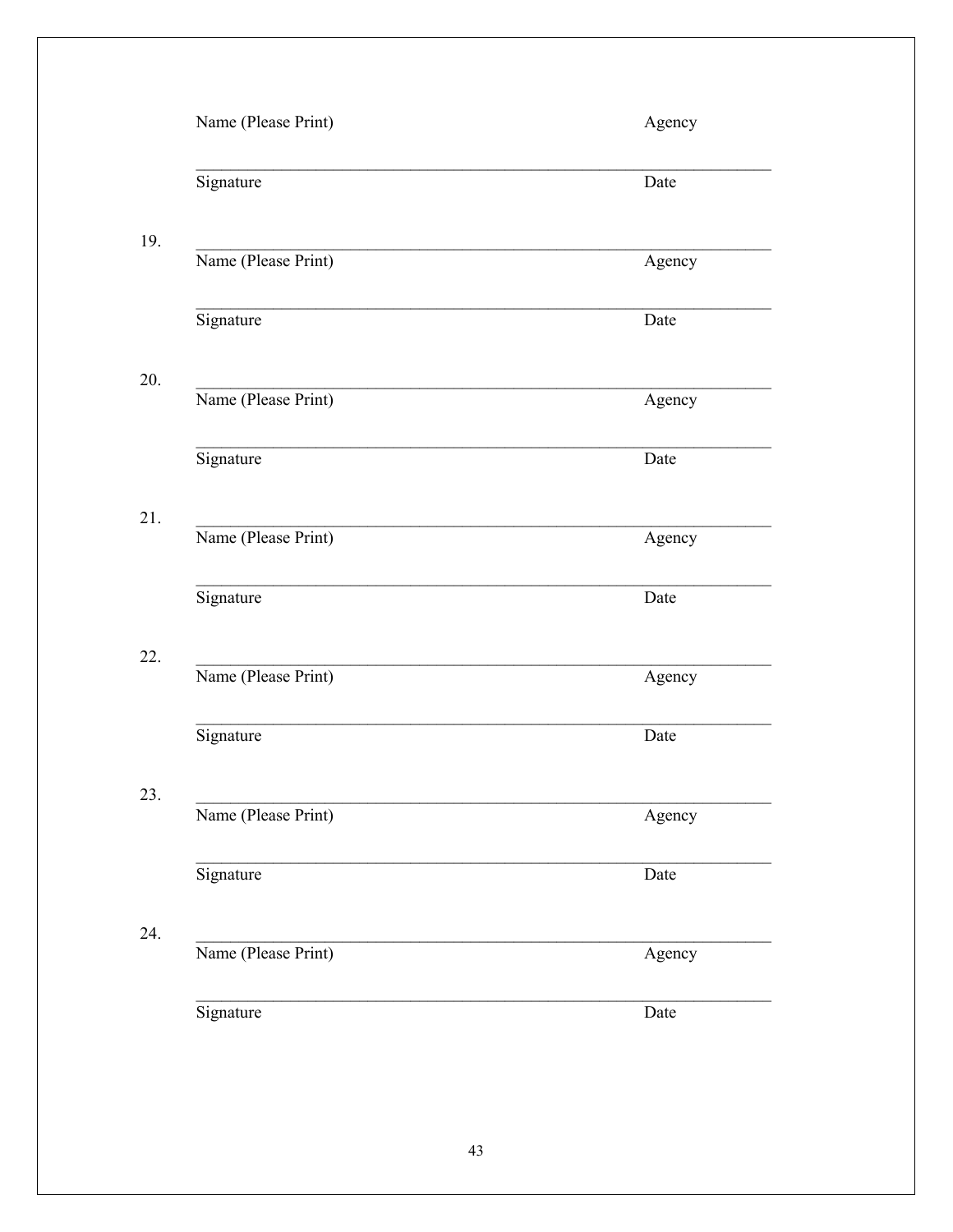Name (Please Print) Agency

\_\_\_\_\_\_\_\_\_\_\_\_\_\_\_\_\_\_\_\_\_\_\_\_\_\_\_\_\_\_\_\_\_\_\_\_\_\_\_\_\_\_\_\_\_\_\_\_\_\_\_\_\_\_\_\_\_\_\_\_

Signature Date

19. \_\_\_\_\_\_\_\_\_\_\_\_\_\_\_\_\_\_\_\_\_\_\_\_\_\_\_\_\_\_\_\_\_\_\_\_\_\_\_\_\_\_\_\_\_\_\_\_\_\_\_\_\_\_\_\_\_\_\_\_

Name (Please Print) Agency

\_\_\_\_\_\_\_\_\_\_\_\_\_\_\_\_\_\_\_\_\_\_\_\_\_\_\_\_\_\_\_\_\_\_\_\_\_\_\_\_\_\_\_\_\_\_\_\_\_\_\_\_\_\_\_\_\_\_\_\_

Signature Date

20. \_\_\_\_\_\_\_\_\_\_\_\_\_\_\_\_\_\_\_\_\_\_\_\_\_\_\_\_\_\_\_\_\_\_\_\_\_\_\_\_\_\_\_\_\_\_\_\_\_\_\_\_\_\_\_\_\_\_\_\_

Name (Please Print) Agency

\_\_\_\_\_\_\_\_\_\_\_\_\_\_\_\_\_\_\_\_\_\_\_\_\_\_\_\_\_\_\_\_\_\_\_\_\_\_\_\_\_\_\_\_\_\_\_\_\_\_\_\_\_\_\_\_\_\_\_\_

Signature Date

21. \_\_\_\_\_\_\_\_\_\_\_\_\_\_\_\_\_\_\_\_\_\_\_\_\_\_\_\_\_\_\_\_\_\_\_\_\_\_\_\_\_\_\_\_\_\_\_\_\_\_\_\_\_\_\_\_\_\_\_\_

Name (Please Print) Agency

\_\_\_\_\_\_\_\_\_\_\_\_\_\_\_\_\_\_\_\_\_\_\_\_\_\_\_\_\_\_\_\_\_\_\_\_\_\_\_\_\_\_\_\_\_\_\_\_\_\_\_\_\_\_\_\_\_\_\_\_

Signature Date

22. \_\_\_\_\_\_\_\_\_\_\_\_\_\_\_\_\_\_\_\_\_\_\_\_\_\_\_\_\_\_\_\_\_\_\_\_\_\_\_\_\_\_\_\_\_\_\_\_\_\_\_\_\_\_\_\_\_\_\_\_

Name (Please Print) Agency

\_\_\_\_\_\_\_\_\_\_\_\_\_\_\_\_\_\_\_\_\_\_\_\_\_\_\_\_\_\_\_\_\_\_\_\_\_\_\_\_\_\_\_\_\_\_\_\_\_\_\_\_\_\_\_\_\_\_\_\_

Signature Date

23. \_\_\_\_\_\_\_\_\_\_\_\_\_\_\_\_\_\_\_\_\_\_\_\_\_\_\_\_\_\_\_\_\_\_\_\_\_\_\_\_\_\_\_\_\_\_\_\_\_\_\_\_\_\_\_\_\_\_\_\_

Name (Please Print) Agency

\_\_\_\_\_\_\_\_\_\_\_\_\_\_\_\_\_\_\_\_\_\_\_\_\_\_\_\_\_\_\_\_\_\_\_\_\_\_\_\_\_\_\_\_\_\_\_\_\_\_\_\_\_\_\_\_\_\_\_\_

Signature Date

24. \_\_\_\_\_\_\_\_\_\_\_\_\_\_\_\_\_\_\_\_\_\_\_\_\_\_\_\_\_\_\_\_\_\_\_\_\_\_\_\_\_\_\_\_\_\_\_\_\_\_\_\_\_\_\_\_\_\_\_\_

Name (Please Print) Agency

\_\_\_\_\_\_\_\_\_\_\_\_\_\_\_\_\_\_\_\_\_\_\_\_\_\_\_\_\_\_\_\_\_\_\_\_\_\_\_\_\_\_\_\_\_\_\_\_\_\_\_\_\_\_\_\_\_\_\_\_

Signature Date